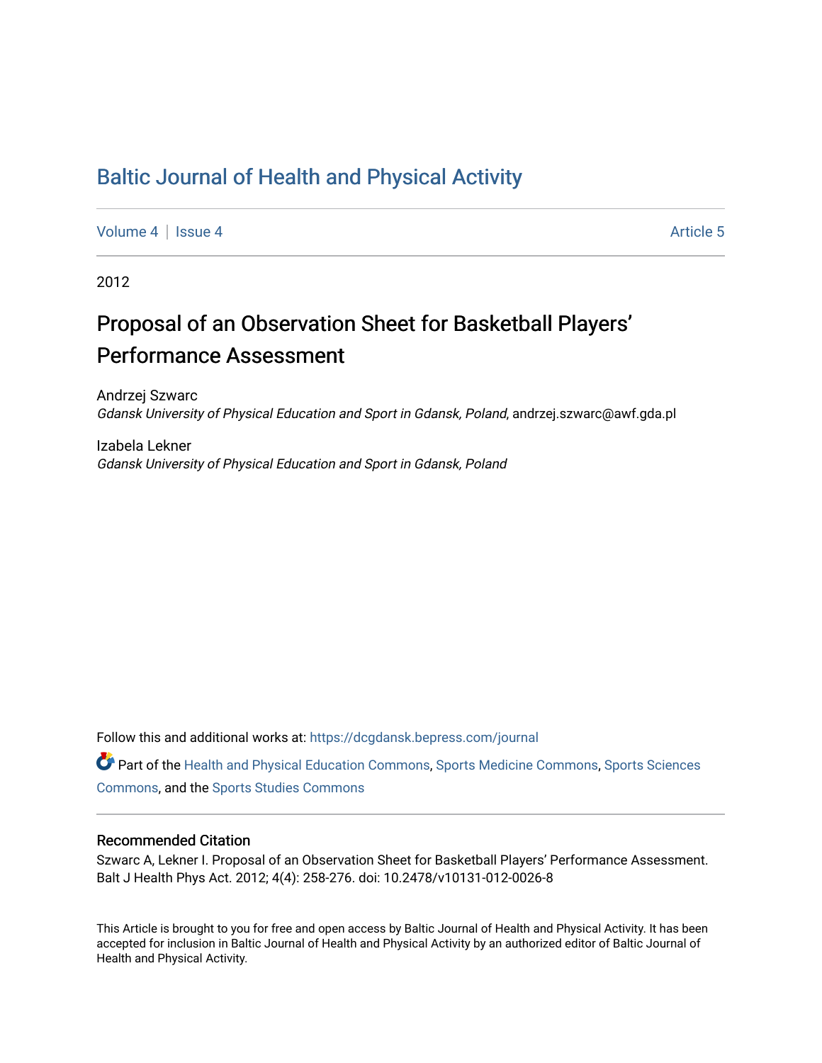# Baltic Journal of Health and Physical Activity

Volume 4 | Issue 4 — Article 5

2012

## Proposal of an Observation Sheet for Basketball Players' Performance Assessment

Andrzej Szwarc
*Gdansk University of Physical Education and Sport in Gdansk, Poland*, andrzej.szwarc@awf.gda.pl

Izabela Lekner
*Gdansk University of Physical Education and Sport in Gdansk, Poland*

Follow this and additional works at: https://dcgdansk.bepress.com/journal

Part of the Health and Physical Education Commons, Sports Medicine Commons, Sports Sciences Commons, and the Sports Studies Commons

### Recommended Citation

Szwarc A, Lekner I. Proposal of an Observation Sheet for Basketball Players' Performance Assessment. Balt J Health Phys Act. 2012; 4(4): 258-276. doi: 10.2478/v10131-012-0026-8

This Article is brought to you for free and open access by Baltic Journal of Health and Physical Activity. It has been accepted for inclusion in Baltic Journal of Health and Physical Activity by an authorized editor of Baltic Journal of Health and Physical Activity.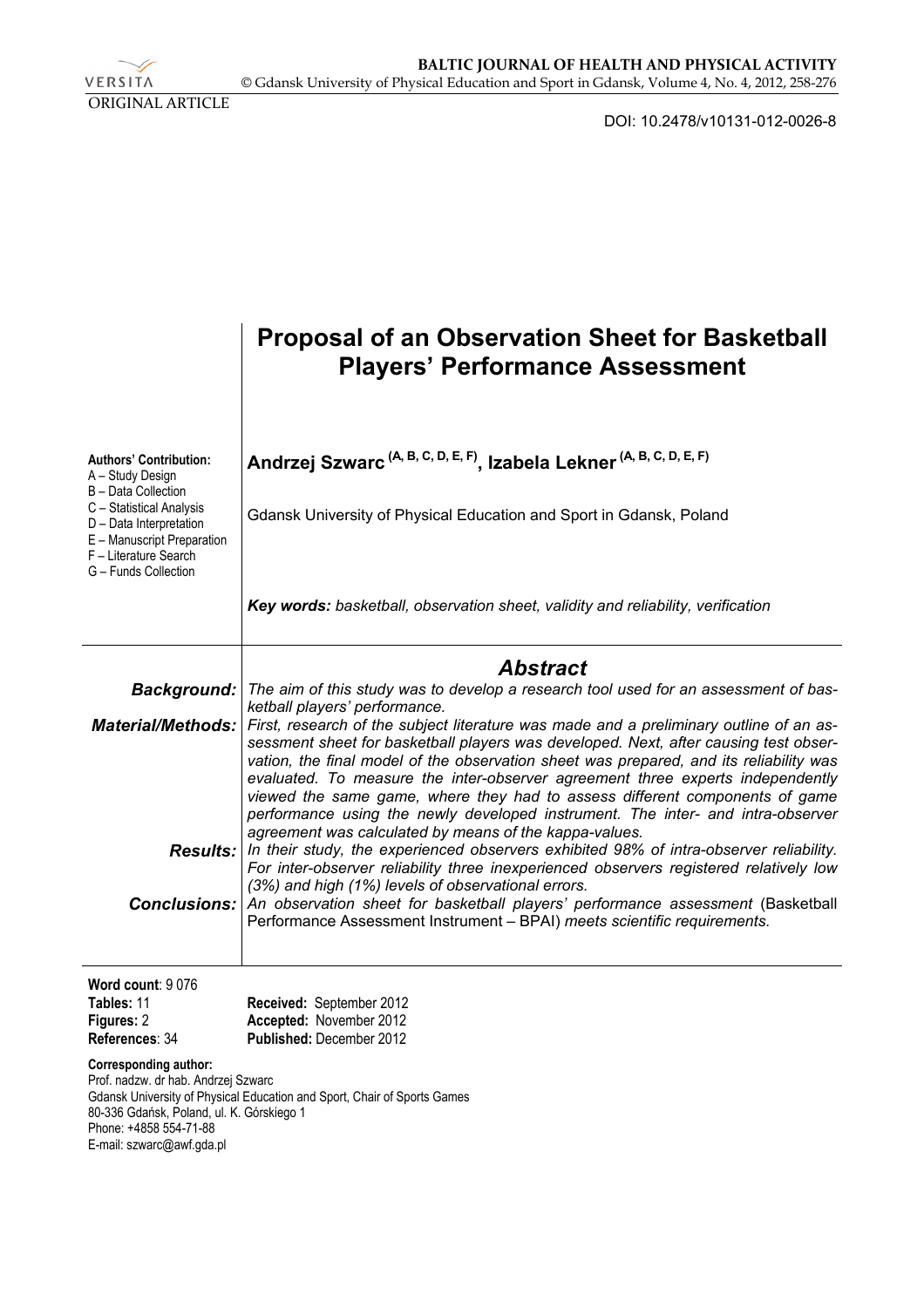ORIGINAL ARTICLE

DOI: 10.2478/v10131-012-0026-8

# Proposal of an Observation Sheet for Basketball Players' Performance Assessment

**Andrzej Szwarc** [(A, B, C, D, E, F)], **Izabela Lekner** [(A, B, C, D, E, F)]

Gdansk University of Physical Education and Sport in Gdansk, Poland

**Authors' Contribution:**
A – Study Design
B – Data Collection
C – Statistical Analysis
D – Data Interpretation
E – Manuscript Preparation
F – Literature Search
G – Funds Collection

***Key words:*** *basketball, observation sheet, validity and reliability, verification*

## *Abstract*

***Background:*** *The aim of this study was to develop a research tool used for an assessment of basketball players' performance.*

***Material/Methods:*** *First, research of the subject literature was made and a preliminary outline of an assessment sheet for basketball players was developed. Next, after causing test observation, the final model of the observation sheet was prepared, and its reliability was evaluated. To measure the inter-observer agreement three experts independently viewed the same game, where they had to assess different components of game performance using the newly developed instrument. The inter- and intra-observer agreement was calculated by means of the kappa-values.*

***Results:*** *In their study, the experienced observers exhibited 98% of intra-observer reliability. For inter-observer reliability three inexperienced observers registered relatively low (3%) and high (1%) levels of observational errors.*

***Conclusions:*** *An observation sheet for basketball players' performance assessment* (Basketball Performance Assessment Instrument – BPAI) *meets scientific requirements.*

**Word count**: 9 076
**Tables:** 11
**Figures:** 2
**References:** 34

**Received:** September 2012
**Accepted:** November 2012
**Published:** December 2012

**Corresponding author:**
Prof. nadzw. dr hab. Andrzej Szwarc
Gdansk University of Physical Education and Sport, Chair of Sports Games
80-336 Gdańsk, Poland, ul. K. Górskiego 1
Phone: +4858 554-71-88
E-mail: szwarc@awf.gda.pl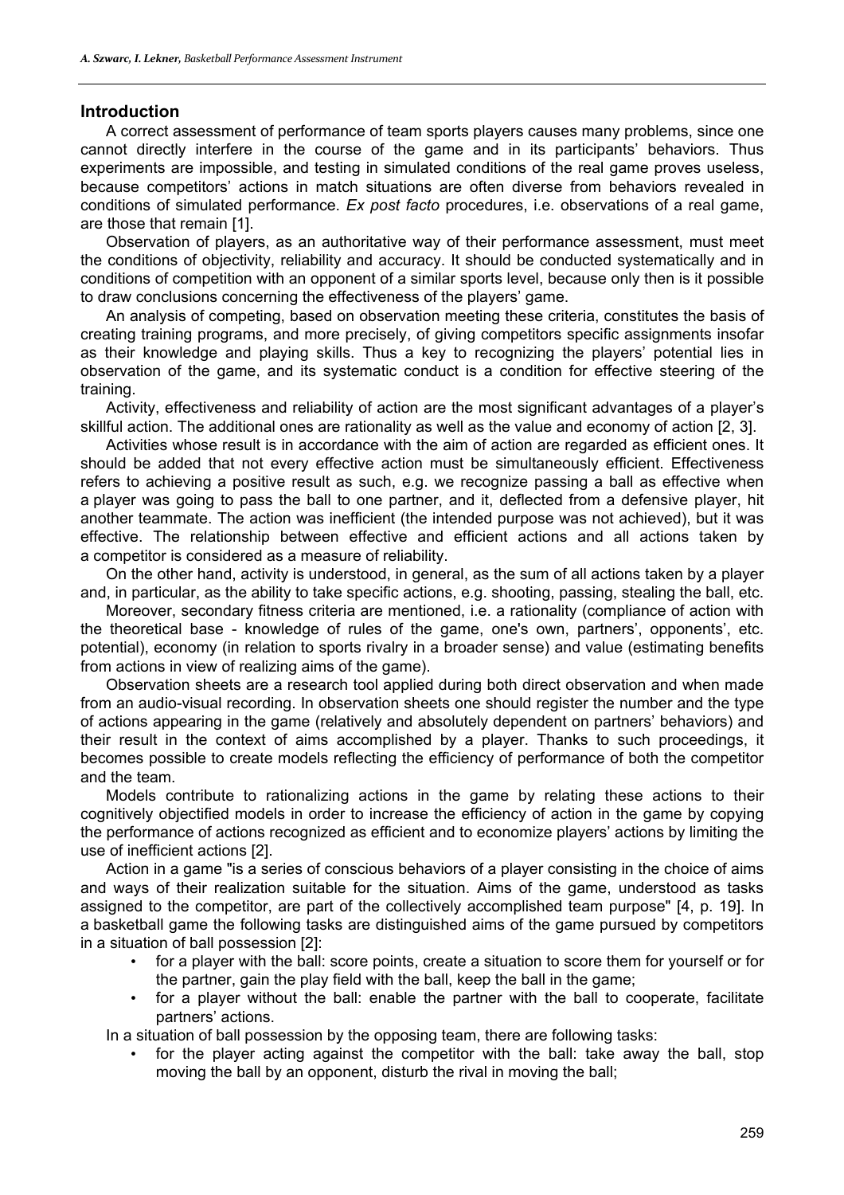## Introduction

A correct assessment of performance of team sports players causes many problems, since one cannot directly interfere in the course of the game and in its participants' behaviors. Thus experiments are impossible, and testing in simulated conditions of the real game proves useless, because competitors' actions in match situations are often diverse from behaviors revealed in conditions of simulated performance. *Ex post facto* procedures, i.e. observations of a real game, are those that remain [1].

Observation of players, as an authoritative way of their performance assessment, must meet the conditions of objectivity, reliability and accuracy. It should be conducted systematically and in conditions of competition with an opponent of a similar sports level, because only then is it possible to draw conclusions concerning the effectiveness of the players' game.

An analysis of competing, based on observation meeting these criteria, constitutes the basis of creating training programs, and more precisely, of giving competitors specific assignments insofar as their knowledge and playing skills. Thus a key to recognizing the players' potential lies in observation of the game, and its systematic conduct is a condition for effective steering of the training.

Activity, effectiveness and reliability of action are the most significant advantages of a player's skillful action. The additional ones are rationality as well as the value and economy of action [2, 3].

Activities whose result is in accordance with the aim of action are regarded as efficient ones. It should be added that not every effective action must be simultaneously efficient. Effectiveness refers to achieving a positive result as such, e.g. we recognize passing a ball as effective when a player was going to pass the ball to one partner, and it, deflected from a defensive player, hit another teammate. The action was inefficient (the intended purpose was not achieved), but it was effective. The relationship between effective and efficient actions and all actions taken by a competitor is considered as a measure of reliability.

On the other hand, activity is understood, in general, as the sum of all actions taken by a player and, in particular, as the ability to take specific actions, e.g. shooting, passing, stealing the ball, etc.

Moreover, secondary fitness criteria are mentioned, i.e. a rationality (compliance of action with the theoretical base - knowledge of rules of the game, one's own, partners', opponents', etc. potential), economy (in relation to sports rivalry in a broader sense) and value (estimating benefits from actions in view of realizing aims of the game).

Observation sheets are a research tool applied during both direct observation and when made from an audio-visual recording. In observation sheets one should register the number and the type of actions appearing in the game (relatively and absolutely dependent on partners' behaviors) and their result in the context of aims accomplished by a player. Thanks to such proceedings, it becomes possible to create models reflecting the efficiency of performance of both the competitor and the team.

Models contribute to rationalizing actions in the game by relating these actions to their cognitively objectified models in order to increase the efficiency of action in the game by copying the performance of actions recognized as efficient and to economize players' actions by limiting the use of inefficient actions [2].

Action in a game "is a series of conscious behaviors of a player consisting in the choice of aims and ways of their realization suitable for the situation. Aims of the game, understood as tasks assigned to the competitor, are part of the collectively accomplished team purpose" [4, p. 19]. In a basketball game the following tasks are distinguished aims of the game pursued by competitors in a situation of ball possession [2]:

- for a player with the ball: score points, create a situation to score them for yourself or for the partner, gain the play field with the ball, keep the ball in the game;
- for a player without the ball: enable the partner with the ball to cooperate, facilitate partners' actions.

In a situation of ball possession by the opposing team, there are following tasks:

- for the player acting against the competitor with the ball: take away the ball, stop moving the ball by an opponent, disturb the rival in moving the ball;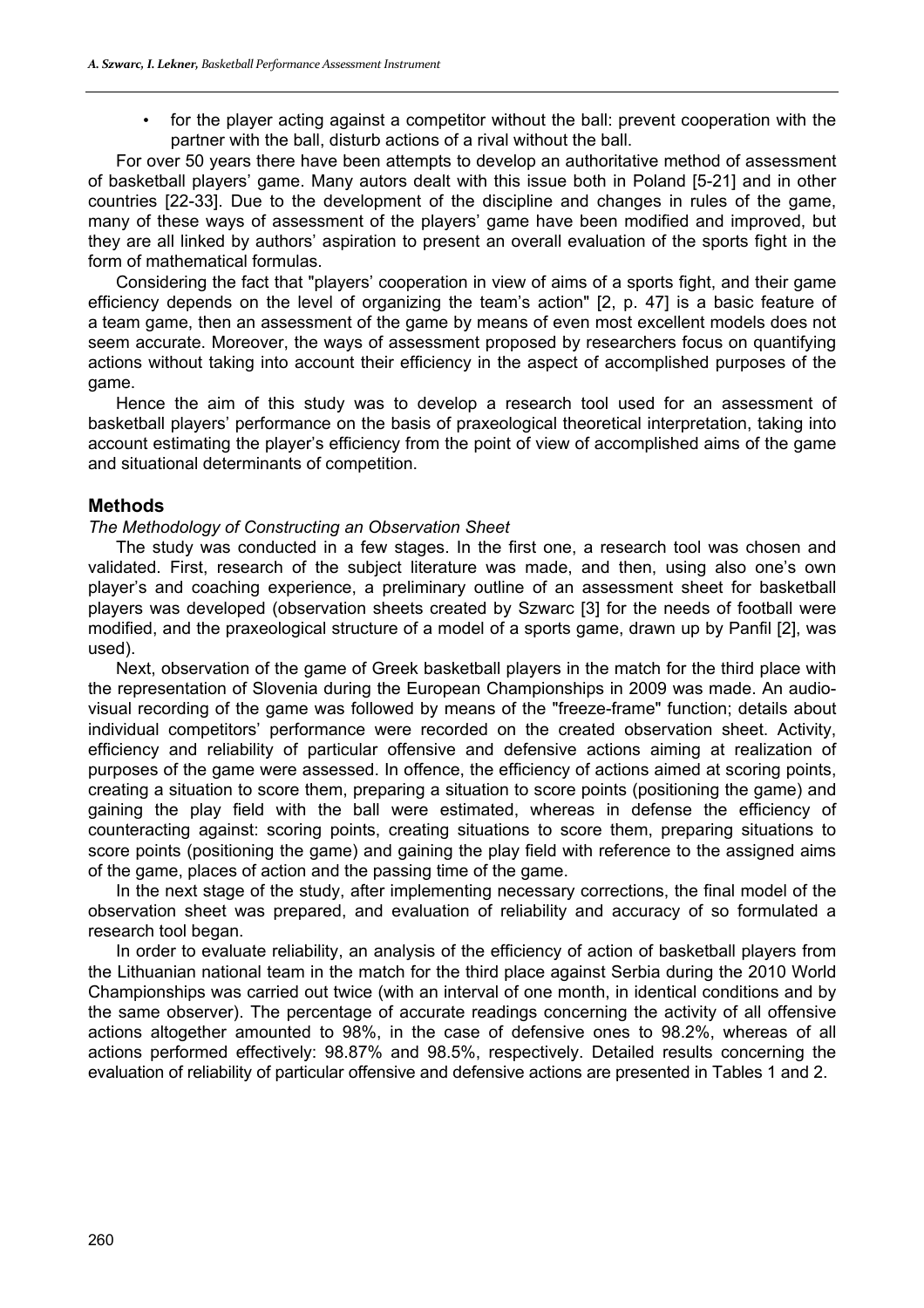- for the player acting against a competitor without the ball: prevent cooperation with the partner with the ball, disturb actions of a rival without the ball.

For over 50 years there have been attempts to develop an authoritative method of assessment of basketball players' game. Many autors dealt with this issue both in Poland [5-21] and in other countries [22-33]. Due to the development of the discipline and changes in rules of the game, many of these ways of assessment of the players' game have been modified and improved, but they are all linked by authors' aspiration to present an overall evaluation of the sports fight in the form of mathematical formulas.

Considering the fact that "players' cooperation in view of aims of a sports fight, and their game efficiency depends on the level of organizing the team's action" [2, p. 47] is a basic feature of a team game, then an assessment of the game by means of even most excellent models does not seem accurate. Moreover, the ways of assessment proposed by researchers focus on quantifying actions without taking into account their efficiency in the aspect of accomplished purposes of the game.

Hence the aim of this study was to develop a research tool used for an assessment of basketball players' performance on the basis of praxeological theoretical interpretation, taking into account estimating the player's efficiency from the point of view of accomplished aims of the game and situational determinants of competition.

## Methods

*The Methodology of Constructing an Observation Sheet*

The study was conducted in a few stages. In the first one, a research tool was chosen and validated. First, research of the subject literature was made, and then, using also one's own player's and coaching experience, a preliminary outline of an assessment sheet for basketball players was developed (observation sheets created by Szwarc [3] for the needs of football were modified, and the praxeological structure of a model of a sports game, drawn up by Panfil [2], was used).

Next, observation of the game of Greek basketball players in the match for the third place with the representation of Slovenia during the European Championships in 2009 was made. An audio-visual recording of the game was followed by means of the "freeze-frame" function; details about individual competitors' performance were recorded on the created observation sheet. Activity, efficiency and reliability of particular offensive and defensive actions aiming at realization of purposes of the game were assessed. In offence, the efficiency of actions aimed at scoring points, creating a situation to score them, preparing a situation to score points (positioning the game) and gaining the play field with the ball were estimated, whereas in defense the efficiency of counteracting against: scoring points, creating situations to score them, preparing situations to score points (positioning the game) and gaining the play field with reference to the assigned aims of the game, places of action and the passing time of the game.

In the next stage of the study, after implementing necessary corrections, the final model of the observation sheet was prepared, and evaluation of reliability and accuracy of so formulated a research tool began.

In order to evaluate reliability, an analysis of the efficiency of action of basketball players from the Lithuanian national team in the match for the third place against Serbia during the 2010 World Championships was carried out twice (with an interval of one month, in identical conditions and by the same observer). The percentage of accurate readings concerning the activity of all offensive actions altogether amounted to 98%, in the case of defensive ones to 98.2%, whereas of all actions performed effectively: 98.87% and 98.5%, respectively. Detailed results concerning the evaluation of reliability of particular offensive and defensive actions are presented in Tables 1 and 2.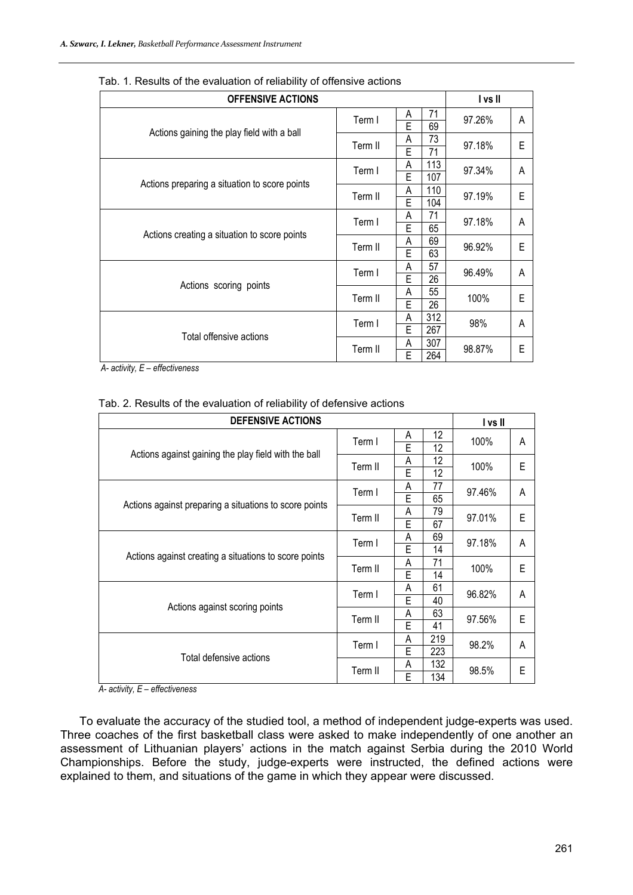Tab. 1. Results of the evaluation of reliability of offensive actions

| OFFENSIVE ACTIONS | | | | I vs II | |
|---|---|---|---|---|---|
| Actions gaining the play field with a ball | Term I | A | 71 | 97.26% | A |
| | | E | 69 | | |
| | Term II | A | 73 | 97.18% | E |
| | | E | 71 | | |
| Actions preparing a situation to score points | Term I | A | 113 | 97.34% | A |
| | | E | 107 | | |
| | Term II | A | 110 | 97.19% | E |
| | | E | 104 | | |
| Actions creating a situation to score points | Term I | A | 71 | 97.18% | A |
| | | E | 65 | | |
| | Term II | A | 69 | 96.92% | E |
| | | E | 63 | | |
| Actions scoring points | Term I | A | 57 | 96.49% | A |
| | | E | 26 | | |
| | Term II | A | 55 | 100% | E |
| | | E | 26 | | |
| Total offensive actions | Term I | A | 312 | 98% | A |
| | | E | 267 | | |
| | Term II | A | 307 | 98.87% | E |
| | | E | 264 | | |

*A- activity, E – effectiveness*

Tab. 2. Results of the evaluation of reliability of defensive actions

| DEFENSIVE ACTIONS | | | | I vs II | |
|---|---|---|---|---|---|
| Actions against gaining the play field with the ball | Term I | A | 12 | 100% | A |
| | | E | 12 | | |
| | Term II | A | 12 | 100% | E |
| | | E | 12 | | |
| Actions against preparing a situations to score points | Term I | A | 77 | 97.46% | A |
| | | E | 65 | | |
| | Term II | A | 79 | 97.01% | E |
| | | E | 67 | | |
| Actions against creating a situations to score points | Term I | A | 69 | 97.18% | A |
| | | E | 14 | | |
| | Term II | A | 71 | 100% | E |
| | | E | 14 | | |
| Actions against scoring points | Term I | A | 61 | 96.82% | A |
| | | E | 40 | | |
| | Term II | A | 63 | 97.56% | E |
| | | E | 41 | | |
| Total defensive actions | Term I | A | 219 | 98.2% | A |
| | | E | 223 | | |
| | Term II | A | 132 | 98.5% | E |
| | | E | 134 | | |

*A- activity, E – effectiveness*

To evaluate the accuracy of the studied tool, a method of independent judge-experts was used. Three coaches of the first basketball class were asked to make independently of one another an assessment of Lithuanian players' actions in the match against Serbia during the 2010 World Championships. Before the study, judge-experts were instructed, the defined actions were explained to them, and situations of the game in which they appear were discussed.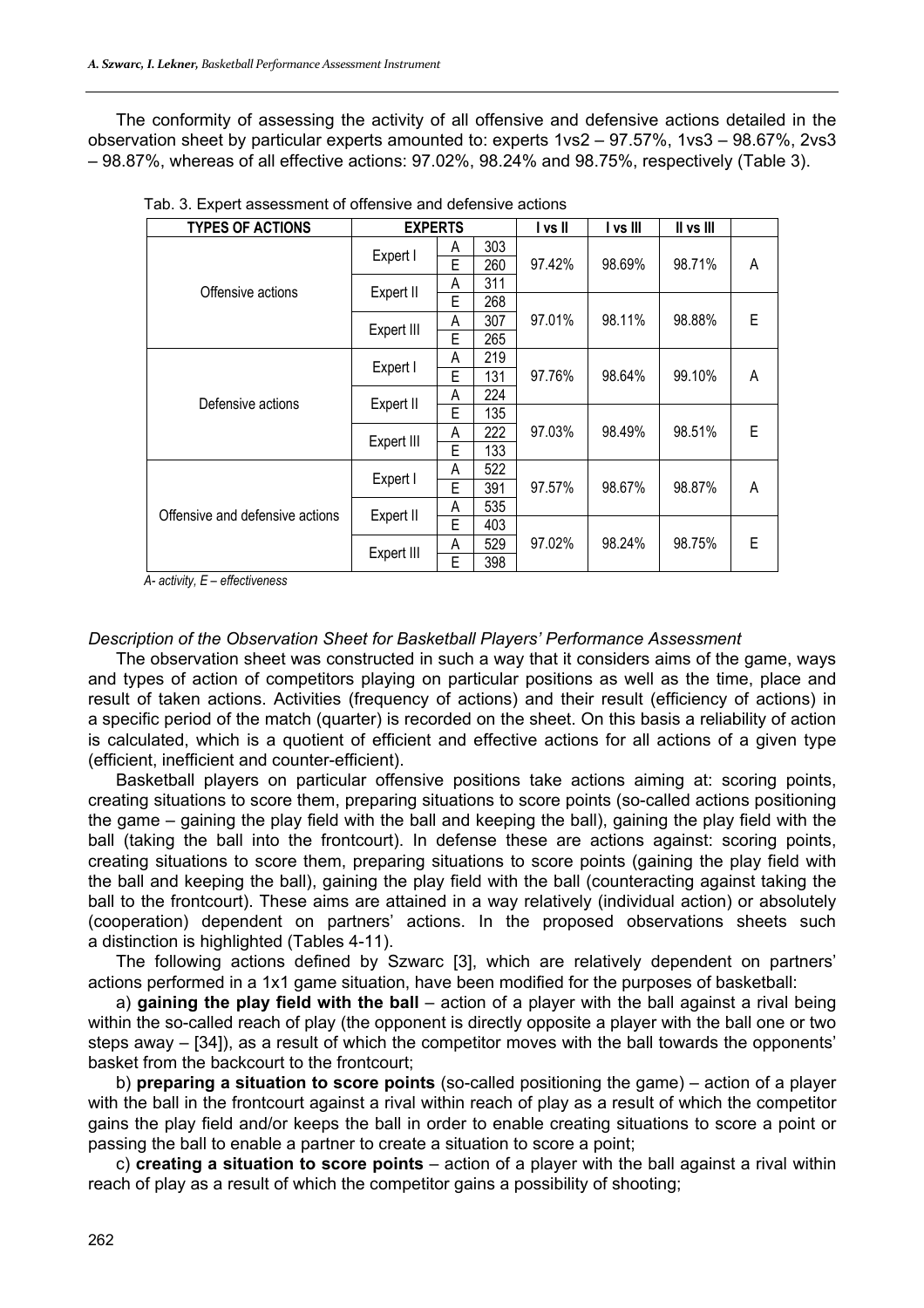The conformity of assessing the activity of all offensive and defensive actions detailed in the observation sheet by particular experts amounted to: experts 1vs2 – 97.57%, 1vs3 – 98.67%, 2vs3 – 98.87%, whereas of all effective actions: 97.02%, 98.24% and 98.75%, respectively (Table 3).

Tab. 3. Expert assessment of offensive and defensive actions

| TYPES OF ACTIONS | EXPERTS | | | I vs II | I vs III | II vs III | |
|---|---|---|---|---|---|---|---|
| Offensive actions | Expert I | A | 303 | 97.42% | 98.69% | 98.71% | A |
| | | E | 260 | | | | |
| | Expert II | A | 311 | | | | |
| | | E | 268 | 97.01% | 98.11% | 98.88% | E |
| | Expert III | A | 307 | | | | |
| | | E | 265 | | | | |
| Defensive actions | Expert I | A | 219 | 97.76% | 98.64% | 99.10% | A |
| | | E | 131 | | | | |
| | Expert II | A | 224 | | | | |
| | | E | 135 | 97.03% | 98.49% | 98.51% | E |
| | Expert III | A | 222 | | | | |
| | | E | 133 | | | | |
| Offensive and defensive actions | Expert I | A | 522 | 97.57% | 98.67% | 98.87% | A |
| | | E | 391 | | | | |
| | Expert II | A | 535 | | | | |
| | | E | 403 | 97.02% | 98.24% | 98.75% | E |
| | Expert III | A | 529 | | | | |
| | | E | 398 | | | | |

*A- activity, E – effectiveness*

*Description of the Observation Sheet for Basketball Players' Performance Assessment*

The observation sheet was constructed in such a way that it considers aims of the game, ways and types of action of competitors playing on particular positions as well as the time, place and result of taken actions. Activities (frequency of actions) and their result (efficiency of actions) in a specific period of the match (quarter) is recorded on the sheet. On this basis a reliability of action is calculated, which is a quotient of efficient and effective actions for all actions of a given type (efficient, inefficient and counter-efficient).

Basketball players on particular offensive positions take actions aiming at: scoring points, creating situations to score them, preparing situations to score points (so-called actions positioning the game – gaining the play field with the ball and keeping the ball), gaining the play field with the ball (taking the ball into the frontcourt). In defense these are actions against: scoring points, creating situations to score them, preparing situations to score points (gaining the play field with the ball and keeping the ball), gaining the play field with the ball (counteracting against taking the ball to the frontcourt). These aims are attained in a way relatively (individual action) or absolutely (cooperation) dependent on partners' actions. In the proposed observations sheets such a distinction is highlighted (Tables 4-11).

The following actions defined by Szwarc [3], which are relatively dependent on partners' actions performed in a 1x1 game situation, have been modified for the purposes of basketball:

a) **gaining the play field with the ball** – action of a player with the ball against a rival being within the so-called reach of play (the opponent is directly opposite a player with the ball one or two steps away – [34]), as a result of which the competitor moves with the ball towards the opponents' basket from the backcourt to the frontcourt;

b) **preparing a situation to score points** (so-called positioning the game) – action of a player with the ball in the frontcourt against a rival within reach of play as a result of which the competitor gains the play field and/or keeps the ball in order to enable creating situations to score a point or passing the ball to enable a partner to create a situation to score a point;

c) **creating a situation to score points** – action of a player with the ball against a rival within reach of play as a result of which the competitor gains a possibility of shooting;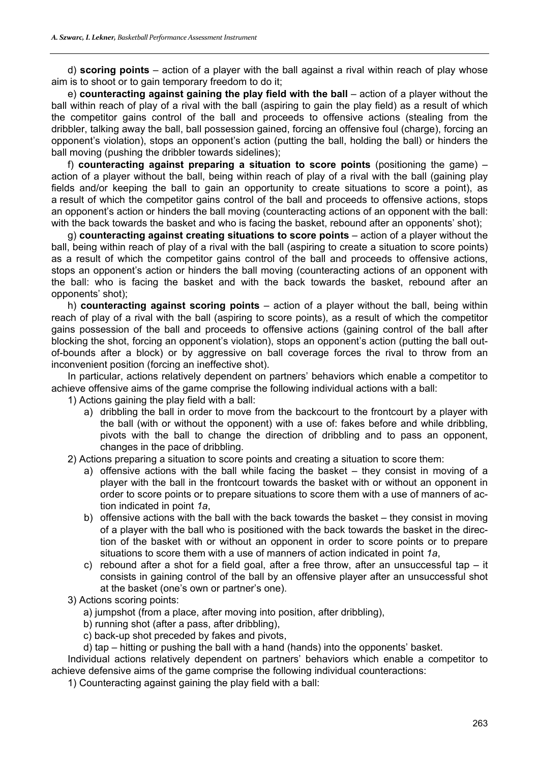d) **scoring points** – action of a player with the ball against a rival within reach of play whose aim is to shoot or to gain temporary freedom to do it;

e) **counteracting against gaining the play field with the ball** – action of a player without the ball within reach of play of a rival with the ball (aspiring to gain the play field) as a result of which the competitor gains control of the ball and proceeds to offensive actions (stealing from the dribbler, talking away the ball, ball possession gained, forcing an offensive foul (charge), forcing an opponent's violation), stops an opponent's action (putting the ball, holding the ball) or hinders the ball moving (pushing the dribbler towards sidelines);

f) **counteracting against preparing a situation to score points** (positioning the game) – action of a player without the ball, being within reach of play of a rival with the ball (gaining play fields and/or keeping the ball to gain an opportunity to create situations to score a point), as a result of which the competitor gains control of the ball and proceeds to offensive actions, stops an opponent's action or hinders the ball moving (counteracting actions of an opponent with the ball: with the back towards the basket and who is facing the basket, rebound after an opponents' shot);

g) **counteracting against creating situations to score points** – action of a player without the ball, being within reach of play of a rival with the ball (aspiring to create a situation to score points) as a result of which the competitor gains control of the ball and proceeds to offensive actions, stops an opponent's action or hinders the ball moving (counteracting actions of an opponent with the ball: who is facing the basket and with the back towards the basket, rebound after an opponents' shot);

h) **counteracting against scoring points** – action of a player without the ball, being within reach of play of a rival with the ball (aspiring to score points), as a result of which the competitor gains possession of the ball and proceeds to offensive actions (gaining control of the ball after blocking the shot, forcing an opponent's violation), stops an opponent's action (putting the ball out-of-bounds after a block) or by aggressive on ball coverage forces the rival to throw from an inconvenient position (forcing an ineffective shot).

In particular, actions relatively dependent on partners' behaviors which enable a competitor to achieve offensive aims of the game comprise the following individual actions with a ball:

1) Actions gaining the play field with a ball:
   a) dribbling the ball in order to move from the backcourt to the frontcourt by a player with the ball (with or without the opponent) with a use of: fakes before and while dribbling, pivots with the ball to change the direction of dribbling and to pass an opponent, changes in the pace of dribbling.
2) Actions preparing a situation to score points and creating a situation to score them:
   a) offensive actions with the ball while facing the basket – they consist in moving of a player with the ball in the frontcourt towards the basket with or without an opponent in order to score points or to prepare situations to score them with a use of manners of action indicated in point *1a*,
   b) offensive actions with the ball with the back towards the basket – they consist in moving of a player with the ball who is positioned with the back towards the basket in the direction of the basket with or without an opponent in order to score points or to prepare situations to score them with a use of manners of action indicated in point *1a*,
   c) rebound after a shot for a field goal, after a free throw, after an unsuccessful tap – it consists in gaining control of the ball by an offensive player after an unsuccessful shot at the basket (one's own or partner's one).
3) Actions scoring points:
   a) jumpshot (from a place, after moving into position, after dribbling),
   b) running shot (after a pass, after dribbling),
   c) back-up shot preceded by fakes and pivots,
   d) tap – hitting or pushing the ball with a hand (hands) into the opponents' basket.

Individual actions relatively dependent on partners' behaviors which enable a competitor to achieve defensive aims of the game comprise the following individual counteractions:

1) Counteracting against gaining the play field with a ball: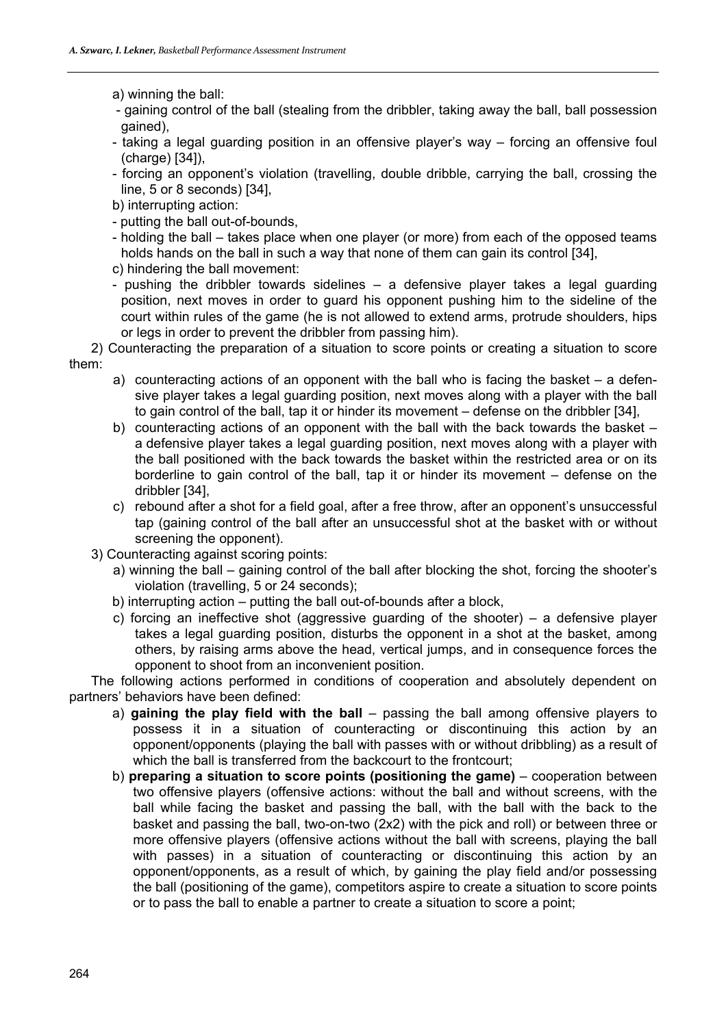a) winning the ball:

- gaining control of the ball (stealing from the dribbler, taking away the ball, ball possession gained),
- taking a legal guarding position in an offensive player's way – forcing an offensive foul (charge) [34]),
- forcing an opponent's violation (travelling, double dribble, carrying the ball, crossing the line, 5 or 8 seconds) [34],

b) interrupting action:

- putting the ball out-of-bounds,
- holding the ball – takes place when one player (or more) from each of the opposed teams holds hands on the ball in such a way that none of them can gain its control [34],

c) hindering the ball movement:

- pushing the dribbler towards sidelines – a defensive player takes a legal guarding position, next moves in order to guard his opponent pushing him to the sideline of the court within rules of the game (he is not allowed to extend arms, protrude shoulders, hips or legs in order to prevent the dribbler from passing him).

2) Counteracting the preparation of a situation to score points or creating a situation to score them:

a) counteracting actions of an opponent with the ball who is facing the basket – a defensive player takes a legal guarding position, next moves along with a player with the ball to gain control of the ball, tap it or hinder its movement – defense on the dribbler [34],
b) counteracting actions of an opponent with the ball with the back towards the basket – a defensive player takes a legal guarding position, next moves along with a player with the ball positioned with the back towards the basket within the restricted area or on its borderline to gain control of the ball, tap it or hinder its movement – defense on the dribbler [34],
c) rebound after a shot for a field goal, after a free throw, after an opponent's unsuccessful tap (gaining control of the ball after an unsuccessful shot at the basket with or without screening the opponent).

3) Counteracting against scoring points:

a) winning the ball – gaining control of the ball after blocking the shot, forcing the shooter's violation (travelling, 5 or 24 seconds);
b) interrupting action – putting the ball out-of-bounds after a block,
c) forcing an ineffective shot (aggressive guarding of the shooter) – a defensive player takes a legal guarding position, disturbs the opponent in a shot at the basket, among others, by raising arms above the head, vertical jumps, and in consequence forces the opponent to shoot from an inconvenient position.

The following actions performed in conditions of cooperation and absolutely dependent on partners' behaviors have been defined:

a) **gaining the play field with the ball** – passing the ball among offensive players to possess it in a situation of counteracting or discontinuing this action by an opponent/opponents (playing the ball with passes with or without dribbling) as a result of which the ball is transferred from the backcourt to the frontcourt;
b) **preparing a situation to score points (positioning the game)** – cooperation between two offensive players (offensive actions: without the ball and without screens, with the ball while facing the basket and passing the ball, with the ball with the back to the basket and passing the ball, two-on-two (2x2) with the pick and roll) or between three or more offensive players (offensive actions without the ball with screens, playing the ball with passes) in a situation of counteracting or discontinuing this action by an opponent/opponents, as a result of which, by gaining the play field and/or possessing the ball (positioning of the game), competitors aspire to create a situation to score points or to pass the ball to enable a partner to create a situation to score a point;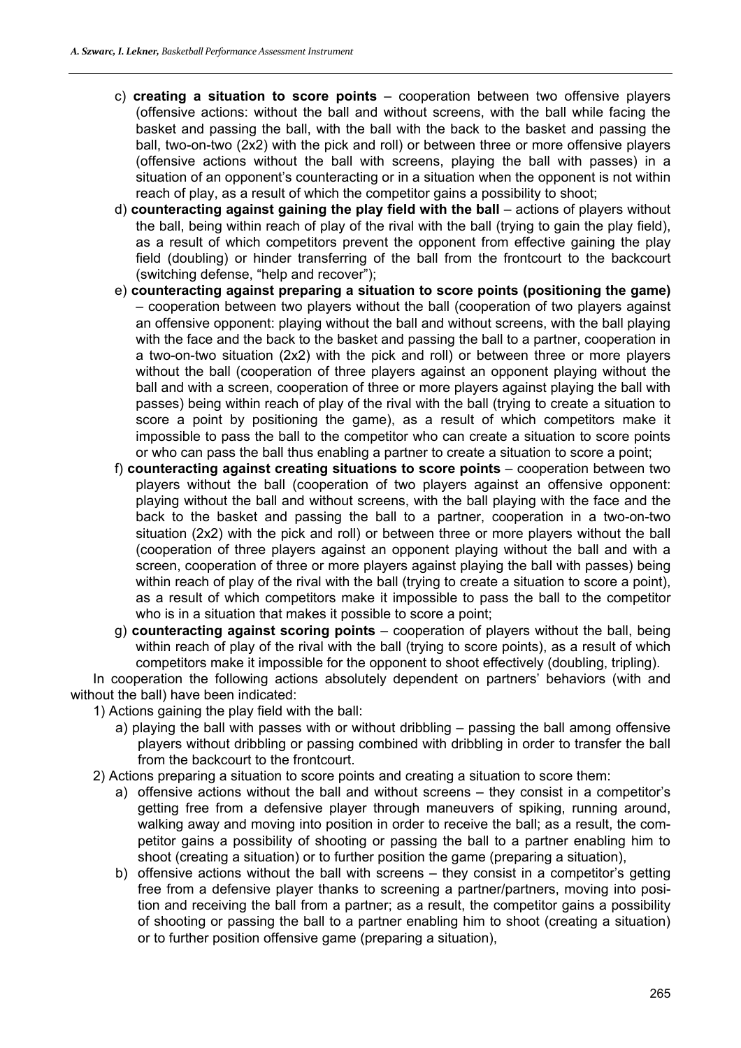c) **creating a situation to score points** – cooperation between two offensive players (offensive actions: without the ball and without screens, with the ball while facing the basket and passing the ball, with the ball with the back to the basket and passing the ball, two-on-two (2x2) with the pick and roll) or between three or more offensive players (offensive actions without the ball with screens, playing the ball with passes) in a situation of an opponent's counteracting or in a situation when the opponent is not within reach of play, as a result of which the competitor gains a possibility to shoot;

d) **counteracting against gaining the play field with the ball** – actions of players without the ball, being within reach of play of the rival with the ball (trying to gain the play field), as a result of which competitors prevent the opponent from effective gaining the play field (doubling) or hinder transferring of the ball from the frontcourt to the backcourt (switching defense, "help and recover");

e) **counteracting against preparing a situation to score points (positioning the game)** – cooperation between two players without the ball (cooperation of two players against an offensive opponent: playing without the ball and without screens, with the ball playing with the face and the back to the basket and passing the ball to a partner, cooperation in a two-on-two situation (2x2) with the pick and roll) or between three or more players without the ball (cooperation of three players against an opponent playing without the ball and with a screen, cooperation of three or more players against playing the ball with passes) being within reach of play of the rival with the ball (trying to create a situation to score a point by positioning the game), as a result of which competitors make it impossible to pass the ball to the competitor who can create a situation to score points or who can pass the ball thus enabling a partner to create a situation to score a point;

f) **counteracting against creating situations to score points** – cooperation between two players without the ball (cooperation of two players against an offensive opponent: playing without the ball and without screens, with the ball playing with the face and the back to the basket and passing the ball to a partner, cooperation in a two-on-two situation (2x2) with the pick and roll) or between three or more players without the ball (cooperation of three players against an opponent playing without the ball and with a screen, cooperation of three or more players against playing the ball with passes) being within reach of play of the rival with the ball (trying to create a situation to score a point), as a result of which competitors make it impossible to pass the ball to the competitor who is in a situation that makes it possible to score a point;

g) **counteracting against scoring points** – cooperation of players without the ball, being within reach of play of the rival with the ball (trying to score points), as a result of which competitors make it impossible for the opponent to shoot effectively (doubling, tripling).

In cooperation the following actions absolutely dependent on partners' behaviors (with and without the ball) have been indicated:

1) Actions gaining the play field with the ball:

   a) playing the ball with passes with or without dribbling – passing the ball among offensive players without dribbling or passing combined with dribbling in order to transfer the ball from the backcourt to the frontcourt.

2) Actions preparing a situation to score points and creating a situation to score them:

   a) offensive actions without the ball and without screens – they consist in a competitor's getting free from a defensive player through maneuvers of spiking, running around, walking away and moving into position in order to receive the ball; as a result, the competitor gains a possibility of shooting or passing the ball to a partner enabling him to shoot (creating a situation) or to further position the game (preparing a situation),

   b) offensive actions without the ball with screens – they consist in a competitor's getting free from a defensive player thanks to screening a partner/partners, moving into position and receiving the ball from a partner; as a result, the competitor gains a possibility of shooting or passing the ball to a partner enabling him to shoot (creating a situation) or to further position offensive game (preparing a situation),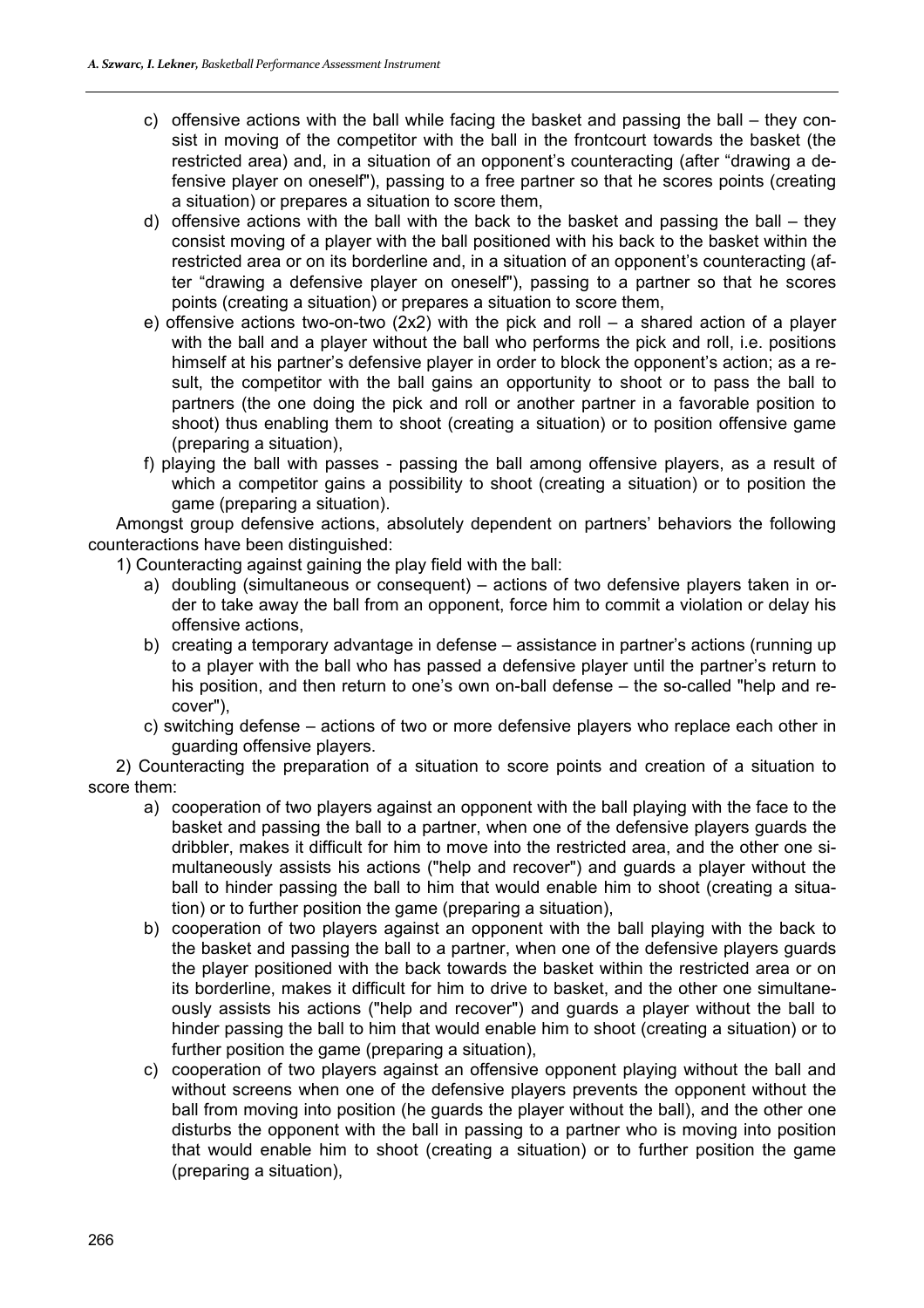c) offensive actions with the ball while facing the basket and passing the ball – they consist in moving of the competitor with the ball in the frontcourt towards the basket (the restricted area) and, in a situation of an opponent's counteracting (after "drawing a defensive player on oneself"), passing to a free partner so that he scores points (creating a situation) or prepares a situation to score them,

d) offensive actions with the ball with the back to the basket and passing the ball – they consist moving of a player with the ball positioned with his back to the basket within the restricted area or on its borderline and, in a situation of an opponent's counteracting (after "drawing a defensive player on oneself"), passing to a partner so that he scores points (creating a situation) or prepares a situation to score them,

e) offensive actions two-on-two (2x2) with the pick and roll – a shared action of a player with the ball and a player without the ball who performs the pick and roll, i.e. positions himself at his partner's defensive player in order to block the opponent's action; as a result, the competitor with the ball gains an opportunity to shoot or to pass the ball to partners (the one doing the pick and roll or another partner in a favorable position to shoot) thus enabling them to shoot (creating a situation) or to position offensive game (preparing a situation),

f) playing the ball with passes - passing the ball among offensive players, as a result of which a competitor gains a possibility to shoot (creating a situation) or to position the game (preparing a situation).

Amongst group defensive actions, absolutely dependent on partners' behaviors the following counteractions have been distinguished:

1) Counteracting against gaining the play field with the ball:

a) doubling (simultaneous or consequent) – actions of two defensive players taken in order to take away the ball from an opponent, force him to commit a violation or delay his offensive actions,

b) creating a temporary advantage in defense – assistance in partner's actions (running up to a player with the ball who has passed a defensive player until the partner's return to his position, and then return to one's own on-ball defense – the so-called "help and recover"),

c) switching defense – actions of two or more defensive players who replace each other in guarding offensive players.

2) Counteracting the preparation of a situation to score points and creation of a situation to score them:

a) cooperation of two players against an opponent with the ball playing with the face to the basket and passing the ball to a partner, when one of the defensive players guards the dribbler, makes it difficult for him to move into the restricted area, and the other one simultaneously assists his actions ("help and recover") and guards a player without the ball to hinder passing the ball to him that would enable him to shoot (creating a situation) or to further position the game (preparing a situation),

b) cooperation of two players against an opponent with the ball playing with the back to the basket and passing the ball to a partner, when one of the defensive players guards the player positioned with the back towards the basket within the restricted area or on its borderline, makes it difficult for him to drive to basket, and the other one simultaneously assists his actions ("help and recover") and guards a player without the ball to hinder passing the ball to him that would enable him to shoot (creating a situation) or to further position the game (preparing a situation),

c) cooperation of two players against an offensive opponent playing without the ball and without screens when one of the defensive players prevents the opponent without the ball from moving into position (he guards the player without the ball), and the other one disturbs the opponent with the ball in passing to a partner who is moving into position that would enable him to shoot (creating a situation) or to further position the game (preparing a situation),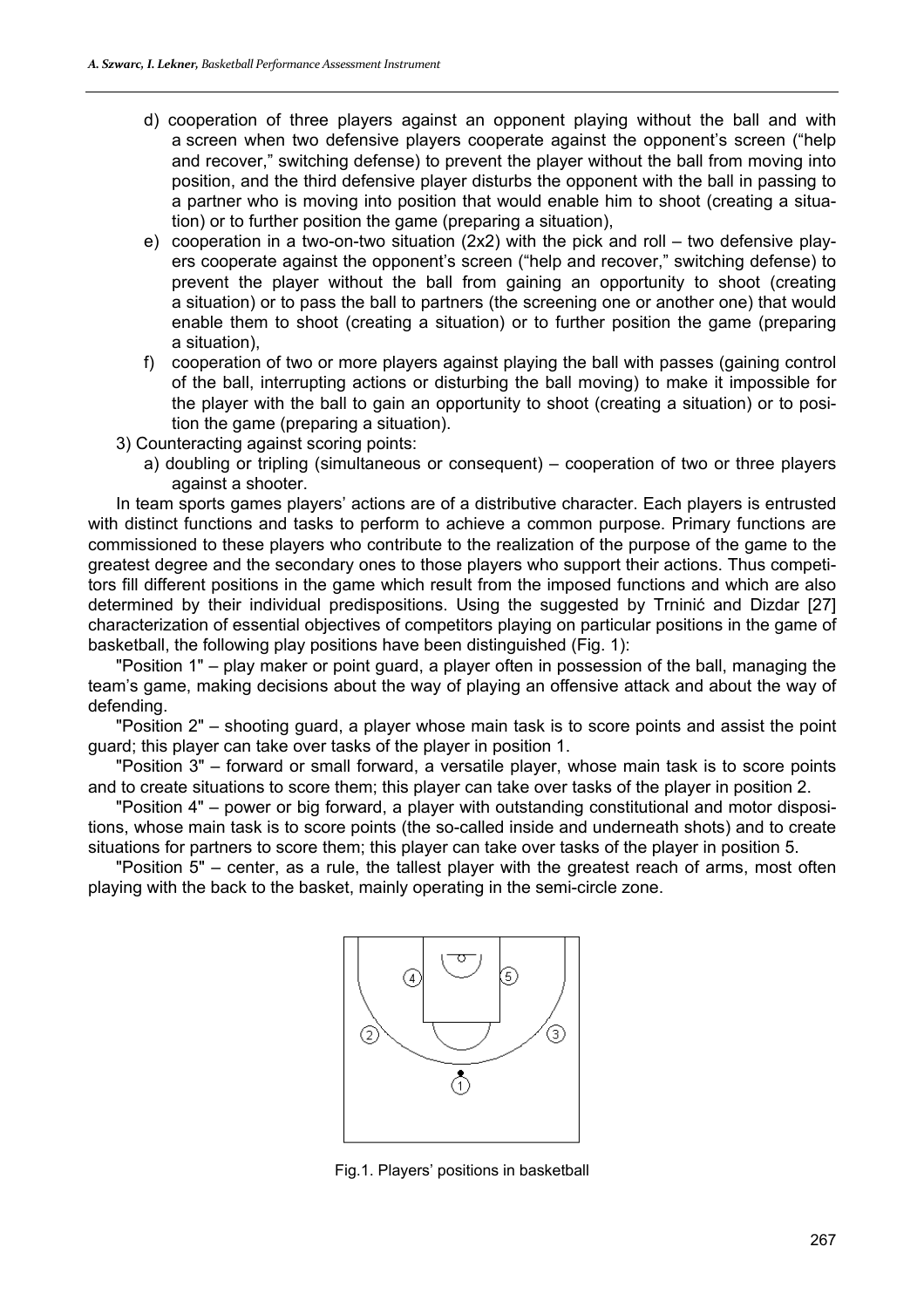d) cooperation of three players against an opponent playing without the ball and with a screen when two defensive players cooperate against the opponent's screen ("help and recover," switching defense) to prevent the player without the ball from moving into position, and the third defensive player disturbs the opponent with the ball in passing to a partner who is moving into position that would enable him to shoot (creating a situation) or to further position the game (preparing a situation),

e) cooperation in a two-on-two situation (2x2) with the pick and roll – two defensive players cooperate against the opponent's screen ("help and recover," switching defense) to prevent the player without the ball from gaining an opportunity to shoot (creating a situation) or to pass the ball to partners (the screening one or another one) that would enable them to shoot (creating a situation) or to further position the game (preparing a situation),

f) cooperation of two or more players against playing the ball with passes (gaining control of the ball, interrupting actions or disturbing the ball moving) to make it impossible for the player with the ball to gain an opportunity to shoot (creating a situation) or to position the game (preparing a situation).

3) Counteracting against scoring points:

a) doubling or tripling (simultaneous or consequent) – cooperation of two or three players against a shooter.

In team sports games players' actions are of a distributive character. Each players is entrusted with distinct functions and tasks to perform to achieve a common purpose. Primary functions are commissioned to these players who contribute to the realization of the purpose of the game to the greatest degree and the secondary ones to those players who support their actions. Thus competitors fill different positions in the game which result from the imposed functions and which are also determined by their individual predispositions. Using the suggested by Trninić and Dizdar [27] characterization of essential objectives of competitors playing on particular positions in the game of basketball, the following play positions have been distinguished (Fig. 1):

"Position 1" – play maker or point guard, a player often in possession of the ball, managing the team's game, making decisions about the way of playing an offensive attack and about the way of defending.

"Position 2" – shooting guard, a player whose main task is to score points and assist the point guard; this player can take over tasks of the player in position 1.

"Position 3" – forward or small forward, a versatile player, whose main task is to score points and to create situations to score them; this player can take over tasks of the player in position 2.

"Position 4" – power or big forward, a player with outstanding constitutional and motor dispositions, whose main task is to score points (the so-called inside and underneath shots) and to create situations for partners to score them; this player can take over tasks of the player in position 5.

"Position 5" – center, as a rule, the tallest player with the greatest reach of arms, most often playing with the back to the basket, mainly operating in the semi-circle zone.

Fig.1. Players' positions in basketball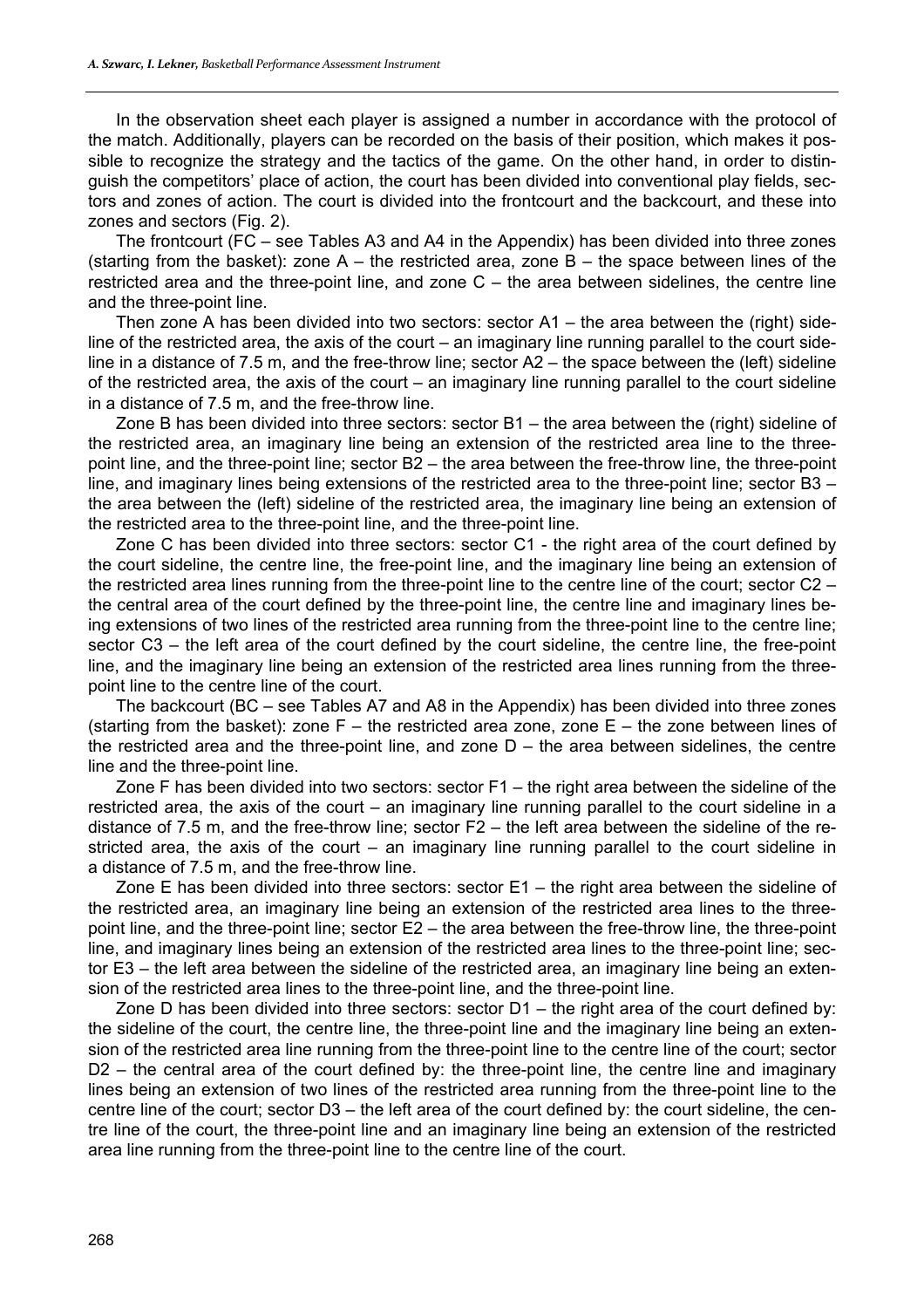In the observation sheet each player is assigned a number in accordance with the protocol of the match. Additionally, players can be recorded on the basis of their position, which makes it possible to recognize the strategy and the tactics of the game. On the other hand, in order to distinguish the competitors' place of action, the court has been divided into conventional play fields, sectors and zones of action. The court is divided into the frontcourt and the backcourt, and these into zones and sectors (Fig. 2).

The frontcourt (FC – see Tables A3 and A4 in the Appendix) has been divided into three zones (starting from the basket): zone A – the restricted area, zone B – the space between lines of the restricted area and the three-point line, and zone C – the area between sidelines, the centre line and the three-point line.

Then zone A has been divided into two sectors: sector A1 – the area between the (right) sideline of the restricted area, the axis of the court – an imaginary line running parallel to the court sideline in a distance of 7.5 m, and the free-throw line; sector A2 – the space between the (left) sideline of the restricted area, the axis of the court – an imaginary line running parallel to the court sideline in a distance of 7.5 m, and the free-throw line.

Zone B has been divided into three sectors: sector B1 – the area between the (right) sideline of the restricted area, an imaginary line being an extension of the restricted area line to the three-point line, and the three-point line; sector B2 – the area between the free-throw line, the three-point line, and imaginary lines being extensions of the restricted area to the three-point line; sector B3 – the area between the (left) sideline of the restricted area, the imaginary line being an extension of the restricted area to the three-point line, and the three-point line.

Zone C has been divided into three sectors: sector C1 - the right area of the court defined by the court sideline, the centre line, the free-point line, and the imaginary line being an extension of the restricted area lines running from the three-point line to the centre line of the court; sector C2 – the central area of the court defined by the three-point line, the centre line and imaginary lines being extensions of two lines of the restricted area running from the three-point line to the centre line; sector C3 – the left area of the court defined by the court sideline, the centre line, the free-point line, and the imaginary line being an extension of the restricted area lines running from the three-point line to the centre line of the court.

The backcourt (BC – see Tables A7 and A8 in the Appendix) has been divided into three zones (starting from the basket): zone F – the restricted area zone, zone E – the zone between lines of the restricted area and the three-point line, and zone D – the area between sidelines, the centre line and the three-point line.

Zone F has been divided into two sectors: sector F1 – the right area between the sideline of the restricted area, the axis of the court – an imaginary line running parallel to the court sideline in a distance of 7.5 m, and the free-throw line; sector F2 – the left area between the sideline of the restricted area, the axis of the court – an imaginary line running parallel to the court sideline in a distance of 7.5 m, and the free-throw line.

Zone E has been divided into three sectors: sector E1 – the right area between the sideline of the restricted area, an imaginary line being an extension of the restricted area lines to the three-point line, and the three-point line; sector E2 – the area between the free-throw line, the three-point line, and imaginary lines being an extension of the restricted area lines to the three-point line; sector E3 – the left area between the sideline of the restricted area, an imaginary line being an extension of the restricted area lines to the three-point line, and the three-point line.

Zone D has been divided into three sectors: sector D1 – the right area of the court defined by: the sideline of the court, the centre line, the three-point line and the imaginary line being an extension of the restricted area line running from the three-point line to the centre line of the court; sector D2 – the central area of the court defined by: the three-point line, the centre line and imaginary lines being an extension of two lines of the restricted area running from the three-point line to the centre line of the court; sector D3 – the left area of the court defined by: the court sideline, the centre line of the court, the three-point line and an imaginary line being an extension of the restricted area line running from the three-point line to the centre line of the court.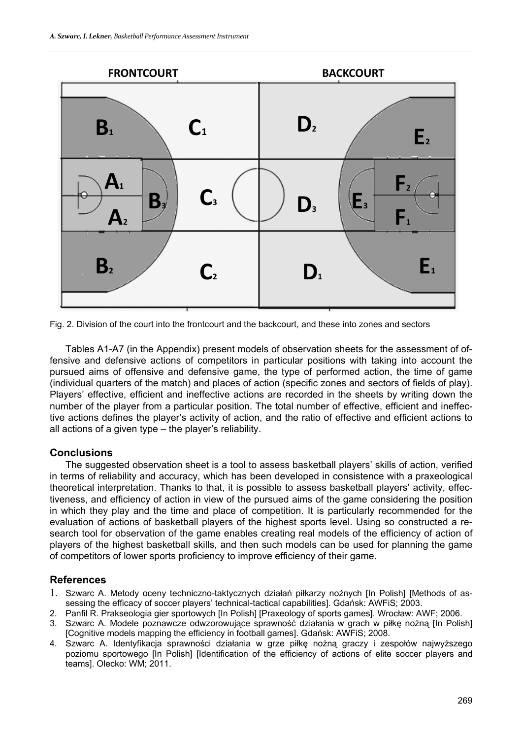Fig. 2. Division of the court into the frontcourt and the backcourt, and these into zones and sectors

Tables A1-A7 (in the Appendix) present models of observation sheets for the assessment of offensive and defensive actions of competitors in particular positions with taking into account the pursued aims of offensive and defensive game, the type of performed action, the time of game (individual quarters of the match) and places of action (specific zones and sectors of fields of play). Players' effective, efficient and ineffective actions are recorded in the sheets by writing down the number of the player from a particular position. The total number of effective, efficient and ineffective actions defines the player's activity of action, and the ratio of effective and efficient actions to all actions of a given type – the player's reliability.

### Conclusions

The suggested observation sheet is a tool to assess basketball players' skills of action, verified in terms of reliability and accuracy, which has been developed in consistence with a praxeological theoretical interpretation. Thanks to that, it is possible to assess basketball players' activity, effectiveness, and efficiency of action in view of the pursued aims of the game considering the position in which they play and the time and place of competition. It is particularly recommended for the evaluation of actions of basketball players of the highest sports level. Using so constructed a research tool for observation of the game enables creating real models of the efficiency of action of players of the highest basketball skills, and then such models can be used for planning the game of competitors of lower sports proficiency to improve efficiency of their game.

### References

1. Szwarc A. Metody oceny techniczno-taktycznych działań piłkarzy nożnych [In Polish] [Methods of assessing the efficacy of soccer players' technical-tactical capabilities]. Gdańsk: AWFiS; 2003.
2. Panfil R. Prakseologia gier sportowych [In Polish] [Praxeology of sports games]. Wrocław: AWF; 2006.
3. Szwarc A. Modele poznawcze odwzorowujące sprawność działania w grach w piłkę nożną [In Polish] [Cognitive models mapping the efficiency in football games]. Gdańsk: AWFiS; 2008.
4. Szwarc A. Identyfikacja sprawności działania w grze piłkę nożną graczy i zespołów najwyższego poziomu sportowego [In Polish] [Identification of the efficiency of actions of elite soccer players and teams]. Olecko: WM; 2011.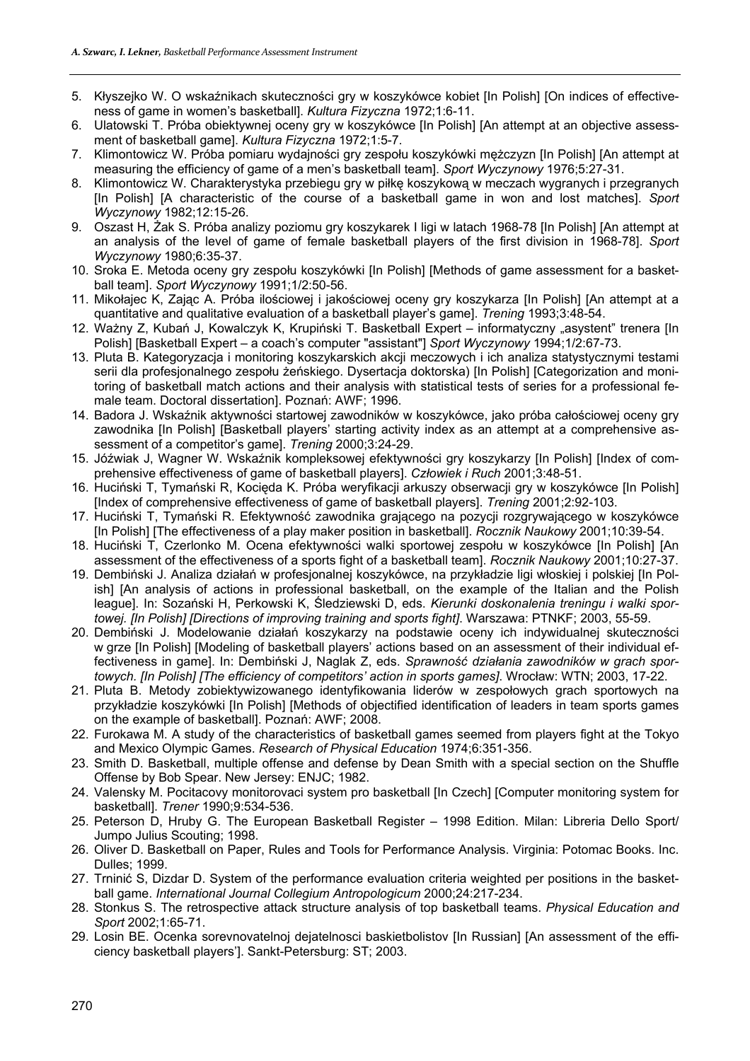5. Kłyszejko W. O wskaźnikach skuteczności gry w koszykówce kobiet [In Polish] [On indices of effectiveness of game in women's basketball]. *Kultura Fizyczna* 1972;1:6-11.
6. Ulatowski T. Próba obiektywnej oceny gry w koszykówce [In Polish] [An attempt at an objective assessment of basketball game]. *Kultura Fizyczna* 1972;1:5-7.
7. Klimontowicz W. Próba pomiaru wydajności gry zespołu koszykówki mężczyzn [In Polish] [An attempt at measuring the efficiency of game of a men's basketball team]. *Sport Wyczynowy* 1976;5:27-31.
8. Klimontowicz W. Charakterystyka przebiegu gry w piłkę koszykową w meczach wygranych i przegranych [In Polish] [A characteristic of the course of a basketball game in won and lost matches]. *Sport Wyczynowy* 1982;12:15-26.
9. Oszast H, Żak S. Próba analizy poziomu gry koszykarek I ligi w latach 1968-78 [In Polish] [An attempt at an analysis of the level of game of female basketball players of the first division in 1968-78]. *Sport Wyczynowy* 1980;6:35-37.
10. Sroka E. Metoda oceny gry zespołu koszykówki [In Polish] [Methods of game assessment for a basketball team]. *Sport Wyczynowy* 1991;1/2:50-56.
11. Mikołajec K, Zając A. Próba ilościowej i jakościowej oceny gry koszykarza [In Polish] [An attempt at a quantitative and qualitative evaluation of a basketball player's game]. *Trening* 1993;3:48-54.
12. Ważny Z, Kubań J, Kowalczyk K, Krupiński T. Basketball Expert – informatyczny „asystent" trenera [In Polish] [Basketball Expert – a coach's computer "assistant"] *Sport Wyczynowy* 1994;1/2:67-73.
13. Pluta B. Kategoryzacja i monitoring koszykarskich akcji meczowych i ich analiza statystycznymi testami serii dla profesjonalnego zespołu żeńskiego. Dysertacja doktorska) [In Polish] [Categorization and monitoring of basketball match actions and their analysis with statistical tests of series for a professional female team. Doctoral dissertation]. Poznań: AWF; 1996.
14. Badora J. Wskaźnik aktywności startowej zawodników w koszykówce, jako próba całościowej oceny gry zawodnika [In Polish] [Basketball players' starting activity index as an attempt at a comprehensive assessment of a competitor's game]. *Trening* 2000;3:24-29.
15. Jóźwiak J, Wagner W. Wskaźnik kompleksowej efektywności gry koszykarzy [In Polish] [Index of comprehensive effectiveness of game of basketball players]. *Człowiek i Ruch* 2001;3:48-51.
16. Huciński T, Tymański R, Kocięda K. Próba weryfikacji arkuszy obserwacji gry w koszykówce [In Polish] [Index of comprehensive effectiveness of game of basketball players]. *Trening* 2001;2:92-103.
17. Huciński T, Tymański R. Efektywność zawodnika grającego na pozycji rozgrywającego w koszykówce [In Polish] [The effectiveness of a play maker position in basketball]. *Rocznik Naukowy* 2001;10:39-54.
18. Huciński T, Czerlonko M. Ocena efektywności walki sportowej zespołu w koszykówce [In Polish] [An assessment of the effectiveness of a sports fight of a basketball team]. *Rocznik Naukowy* 2001;10:27-37.
19. Dembiński J. Analiza działań w profesjonalnej koszykówce, na przykładzie ligi włoskiej i polskiej [In Polish] [An analysis of actions in professional basketball, on the example of the Italian and the Polish league]. In: Sozański H, Perkowski K, Śledziewski D, eds. *Kierunki doskonalenia treningu i walki sportowej. [In Polish] [Directions of improving training and sports fight]*. Warszawa: PTNKF; 2003, 55-59.
20. Dembiński J. Modelowanie działań koszykarzy na podstawie oceny ich indywidualnej skuteczności w grze [In Polish] [Modeling of basketball players' actions based on an assessment of their individual effectiveness in game]. In: Dembiński J, Naglak Z, eds. *Sprawność działania zawodników w grach sportowych. [In Polish] [The efficiency of competitors' action in sports games]*. Wrocław: WTN; 2003, 17-22.
21. Pluta B. Metody zobiektywizowanego identyfikowania liderów w zespołowych grach sportowych na przykładzie koszykówki [In Polish] [Methods of objectified identification of leaders in team sports games on the example of basketball]. Poznań: AWF; 2008.
22. Furokawa M. A study of the characteristics of basketball games seemed from players fight at the Tokyo and Mexico Olympic Games. *Research of Physical Education* 1974;6:351-356.
23. Smith D. Basketball, multiple offense and defense by Dean Smith with a special section on the Shuffle Offense by Bob Spear. New Jersey: ENJC; 1982.
24. Valensky M. Pocitacovy monitorovaci system pro basketball [In Czech] [Computer monitoring system for basketball]. *Trener* 1990;9:534-536.
25. Peterson D, Hruby G. The European Basketball Register – 1998 Edition. Milan: Libreria Dello Sport/ Jumpo Julius Scouting; 1998.
26. Oliver D. Basketball on Paper, Rules and Tools for Performance Analysis. Virginia: Potomac Books. Inc. Dulles; 1999.
27. Trninić S, Dizdar D. System of the performance evaluation criteria weighted per positions in the basketball game. *International Journal Collegium Antropologicum* 2000;24:217-234.
28. Stonkus S. The retrospective attack structure analysis of top basketball teams. *Physical Education and Sport* 2002;1:65-71.
29. Losin BE. Ocenka sorevnovatelnoj dejatelnosci baskietbolistov [In Russian] [An assessment of the efficiency basketball players']. Sankt-Petersburg: ST; 2003.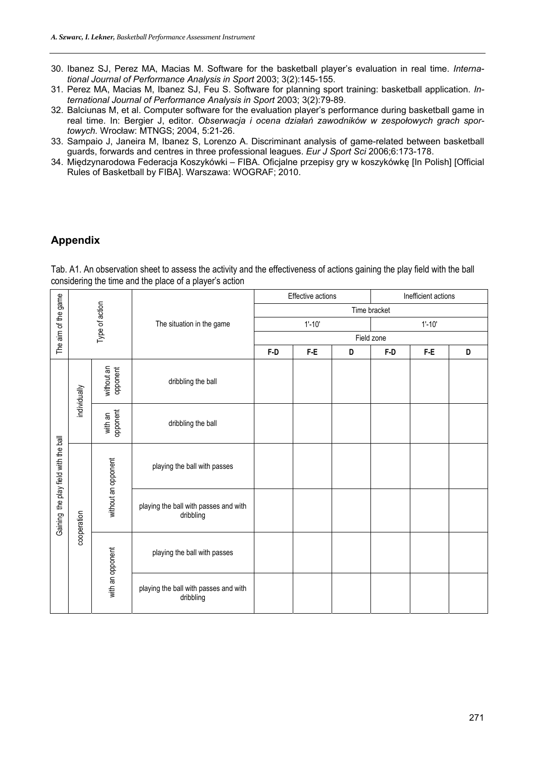30. Ibanez SJ, Perez MA, Macias M. Software for the basketball player's evaluation in real time. *International Journal of Performance Analysis in Sport* 2003; 3(2):145-155.
31. Perez MA, Macias M, Ibanez SJ, Feu S. Software for planning sport training: basketball application. *International Journal of Performance Analysis in Sport* 2003; 3(2):79-89.
32. Balciunas M, et al. Computer software for the evaluation player's performance during basketball game in real time. In: Bergier J, editor. *Obserwacja i ocena działań zawodników w zespołowych grach sportowych.* Wrocław: MTNGS; 2004, 5:21-26.
33. Sampaio J, Janeira M, Ibanez S, Lorenzo A. Discriminant analysis of game-related between basketball guards, forwards and centres in three professional leagues. *Eur J Sport Sci* 2006;6:173-178.
34. Międzynarodowa Federacja Koszykówki – FIBA. Oficjalne przepisy gry w koszykówkę [In Polish] [Official Rules of Basketball by FIBA]. Warszawa: WOGRAF; 2010.

## Appendix

Tab. A1. An observation sheet to assess the activity and the effectiveness of actions gaining the play field with the ball considering the time and the place of a player's action

| The aim of the game | Type of action | | The situation in the game | Effective actions | | | Inefficient actions | | |
|---|---|---|---|---|---|---|---|---|---|
| | | | | Time bracket | | | | | |
| | | | | 1'-10' | | | 1'-10' | | |
| | | | | Field zone | | | | | |
| | | | | F-D | F-E | D | F-D | F-E | D |
| Gaining the play field with the ball | individually | without an opponent | dribbling the ball | | | | | | |
| | | with an opponent | dribbling the ball | | | | | | |
| | cooperation | without an opponent | playing the ball with passes | | | | | | |
| | | | playing the ball with passes and with dribbling | | | | | | |
| | | with an opponent | playing the ball with passes | | | | | | |
| | | | playing the ball with passes and with dribbling | | | | | | |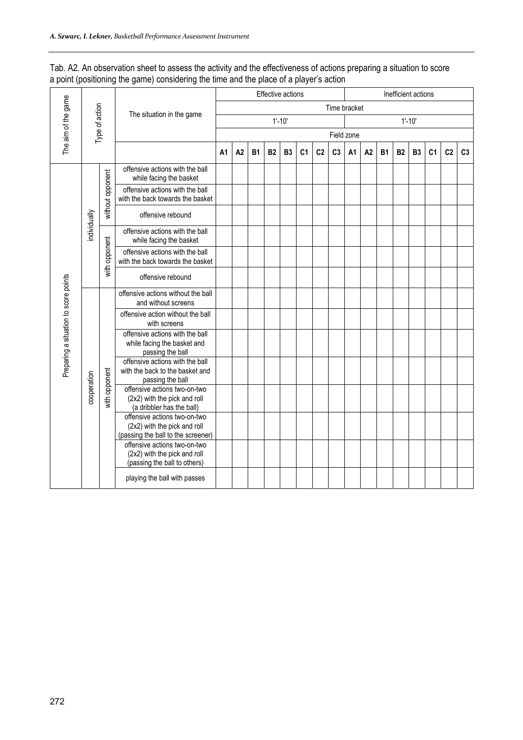Tab. A2. An observation sheet to assess the activity and the effectiveness of actions preparing a situation to score a point (positioning the game) considering the time and the place of a player's action

| The aim of the game | Type of action | | The situation in the game | Effective actions | | | | | | | | Inefficient actions | | | | | | | |
|---|---|---|---|---|---|---|---|---|---|---|---|---|---|---|---|---|---|---|---|
| | | | | Time bracket | | | | | | | | | | | | | | | |
| | | | | 1'-10' | | | | | | | | 1'-10' | | | | | | | |
| | | | | Field zone | | | | | | | | | | | | | | | |
| | | | | A1 | A2 | B1 | B2 | B3 | C1 | C2 | C3 | A1 | A2 | B1 | B2 | B3 | C1 | C2 | C3 |
| Preparing a situation to score points | individually | without opponent | offensive actions with the ball while facing the basket | | | | | | | | | | | | | | | | |
| | | | offensive actions with the ball with the back towards the basket | | | | | | | | | | | | | | | | |
| | | | offensive rebound | | | | | | | | | | | | | | | | |
| | | with opponent | offensive actions with the ball while facing the basket | | | | | | | | | | | | | | | | |
| | | | offensive actions with the ball with the back towards the basket | | | | | | | | | | | | | | | | |
| | | | offensive rebound | | | | | | | | | | | | | | | | |
| | cooperation | with opponent | offensive actions without the ball and without screens | | | | | | | | | | | | | | | | |
| | | | offensive action without the ball with screens | | | | | | | | | | | | | | | | |
| | | | offensive actions with the ball while facing the basket and passing the ball | | | | | | | | | | | | | | | | |
| | | | offensive actions with the ball with the back to the basket and passing the ball | | | | | | | | | | | | | | | | |
| | | | offensive actions two-on-two (2x2) with the pick and roll (a dribbler has the ball) | | | | | | | | | | | | | | | | |
| | | | offensive actions two-on-two (2x2) with the pick and roll (passing the ball to the screener) | | | | | | | | | | | | | | | | |
| | | | offensive actions two-on-two (2x2) with the pick and roll (passing the ball to others) | | | | | | | | | | | | | | | | |
| | | | playing the ball with passes | | | | | | | | | | | | | | | | |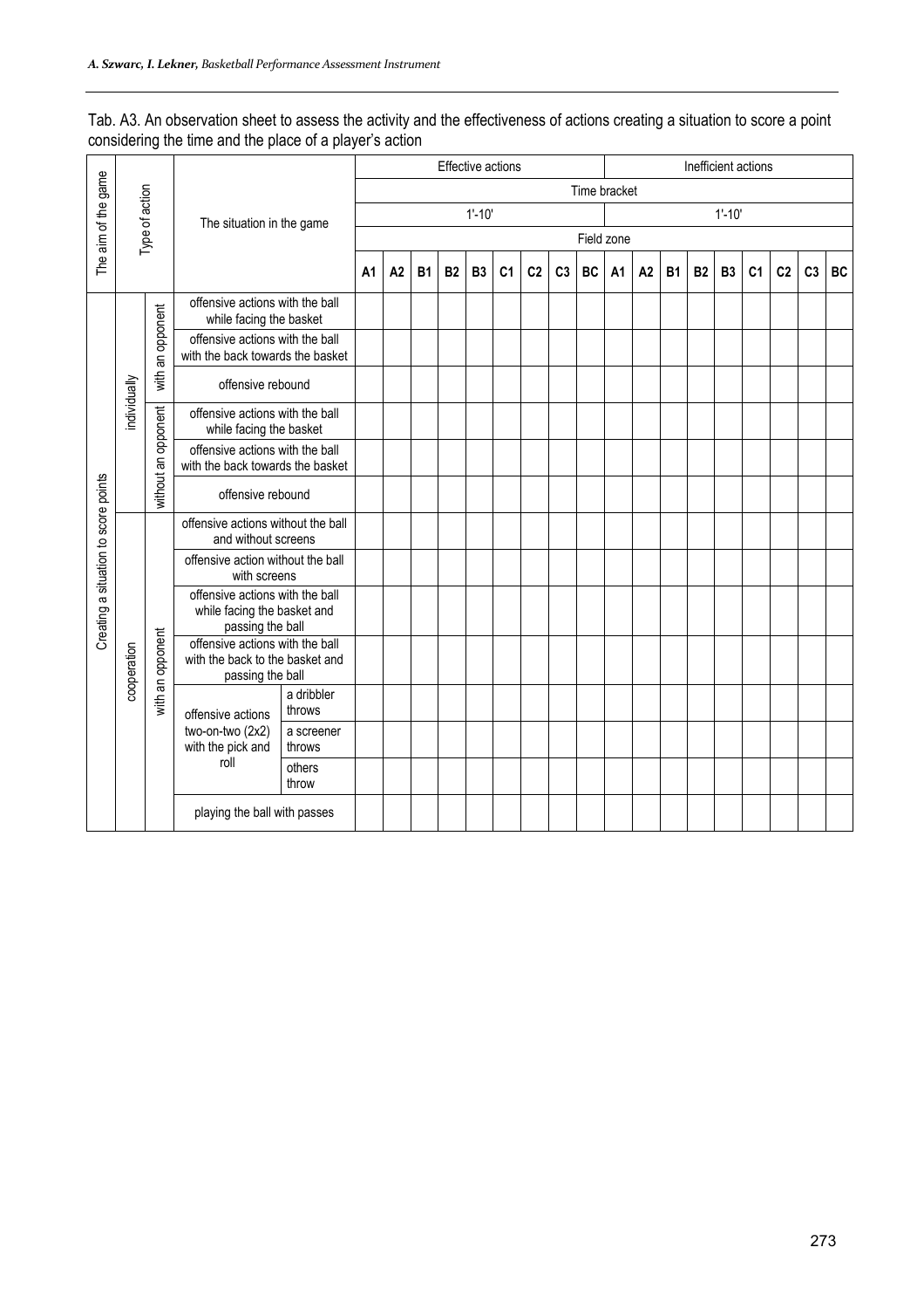Tab. A3. An observation sheet to assess the activity and the effectiveness of actions creating a situation to score a point considering the time and the place of a player's action

| The aim of the game | Type of action | | The situation in the game | | Effective actions | | | | | | | | | Inefficient actions | | | | | | | | |
|---|---|---|---|---|---|---|---|---|---|---|---|---|---|---|---|---|---|---|---|---|---|---|
| | | | | | Time bracket | | | | | | | | | | | | | | | | | |
| | | | | | 1'-10' | | | | | | | | | 1'-10' | | | | | | | | |
| | | | | | Field zone | | | | | | | | | | | | | | | | | |
| | | | | | A1 | A2 | B1 | B2 | B3 | C1 | C2 | C3 | BC | A1 | A2 | B1 | B2 | B3 | C1 | C2 | C3 | BC |
| Creating a situation to score points | individually | with an opponent | offensive actions with the ball while facing the basket | | | | | | | | | | | | | | | | | | | |
| | | | offensive actions with the ball with the back towards the basket | | | | | | | | | | | | | | | | | | | |
| | | | offensive rebound | | | | | | | | | | | | | | | | | | | |
| | | without an opponent | offensive actions with the ball while facing the basket | | | | | | | | | | | | | | | | | | | |
| | | | offensive actions with the ball with the back towards the basket | | | | | | | | | | | | | | | | | | | |
| | | | offensive rebound | | | | | | | | | | | | | | | | | | | |
| | cooperation | with an opponent | offensive actions without the ball and without screens | | | | | | | | | | | | | | | | | | | |
| | | | offensive action without the ball with screens | | | | | | | | | | | | | | | | | | | |
| | | | offensive actions with the ball while facing the basket and passing the ball | | | | | | | | | | | | | | | | | | | |
| | | | offensive actions with the ball with the back to the basket and passing the ball | | | | | | | | | | | | | | | | | | | |
| | | | offensive actions two-on-two (2x2) with the pick and roll | a dribbler throws | | | | | | | | | | | | | | | | | | |
| | | | | a screener throws | | | | | | | | | | | | | | | | | | |
| | | | | others throw | | | | | | | | | | | | | | | | | | |
| | | | playing the ball with passes | | | | | | | | | | | | | | | | | | | |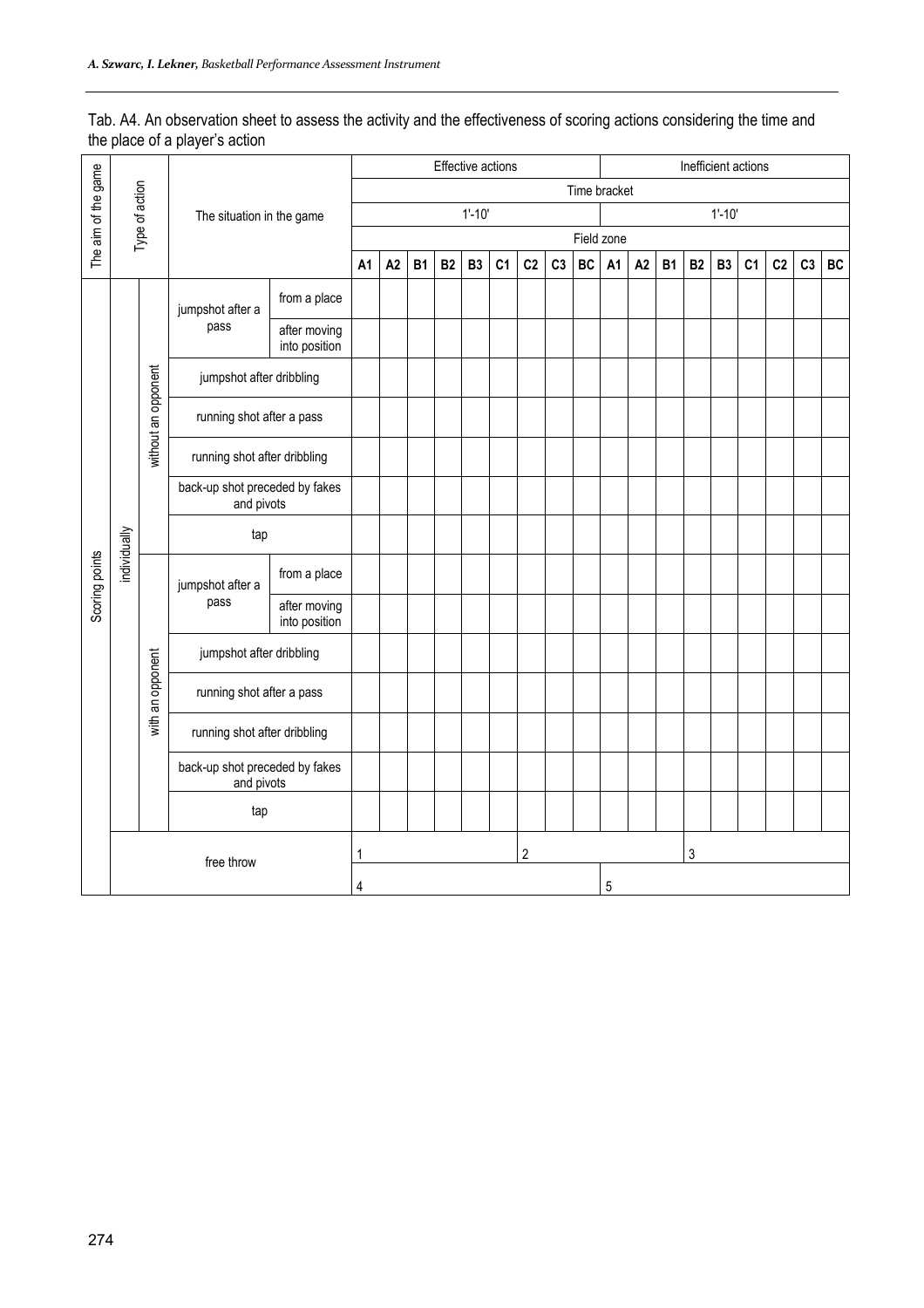Tab. A4. An observation sheet to assess the activity and the effectiveness of scoring actions considering the time and the place of a player's action

| The aim of the game | Type of action | | The situation in the game | | Effective actions | | | | | | | | | Inefficient actions | | | | | | | | |
|---|---|---|---|---|---|---|---|---|---|---|---|---|---|---|---|---|---|---|---|---|---|---|
| | | | | | Time bracket | | | | | | | | | | | | | | | | | |
| | | | | | 1'-10' | | | | | | | | | 1'-10' | | | | | | | | |
| | | | | | Field zone | | | | | | | | | | | | | | | | | |
| | | | | | A1 | A2 | B1 | B2 | B3 | C1 | C2 | C3 | BC | A1 | A2 | B1 | B2 | B3 | C1 | C2 | C3 | BC |
| Scoring points | individually | without an opponent | jumpshot after a pass | from a place | | | | | | | | | | | | | | | | | | |
| | | | | after moving into position | | | | | | | | | | | | | | | | | | |
| | | | jumpshot after dribbling | | | | | | | | | | | | | | | | | | | |
| | | | running shot after a pass | | | | | | | | | | | | | | | | | | | |
| | | | running shot after dribbling | | | | | | | | | | | | | | | | | | | |
| | | | back-up shot preceded by fakes and pivots | | | | | | | | | | | | | | | | | | | |
| | | | tap | | | | | | | | | | | | | | | | | | | |
| | | with an opponent | jumpshot after a pass | from a place | | | | | | | | | | | | | | | | | | |
| | | | | after moving into position | | | | | | | | | | | | | | | | | | |
| | | | jumpshot after dribbling | | | | | | | | | | | | | | | | | | | |
| | | | running shot after a pass | | | | | | | | | | | | | | | | | | | |
| | | | running shot after dribbling | | | | | | | | | | | | | | | | | | | |
| | | | back-up shot preceded by fakes and pivots | | | | | | | | | | | | | | | | | | | |
| | | | tap | | | | | | | | | | | | | | | | | | | |
| | free throw | | | | 1 | | | | | | 2 | | | | | | 3 | | | | | |
| | | | | | 4 | | | | | | | | | 5 | | | | | | | | |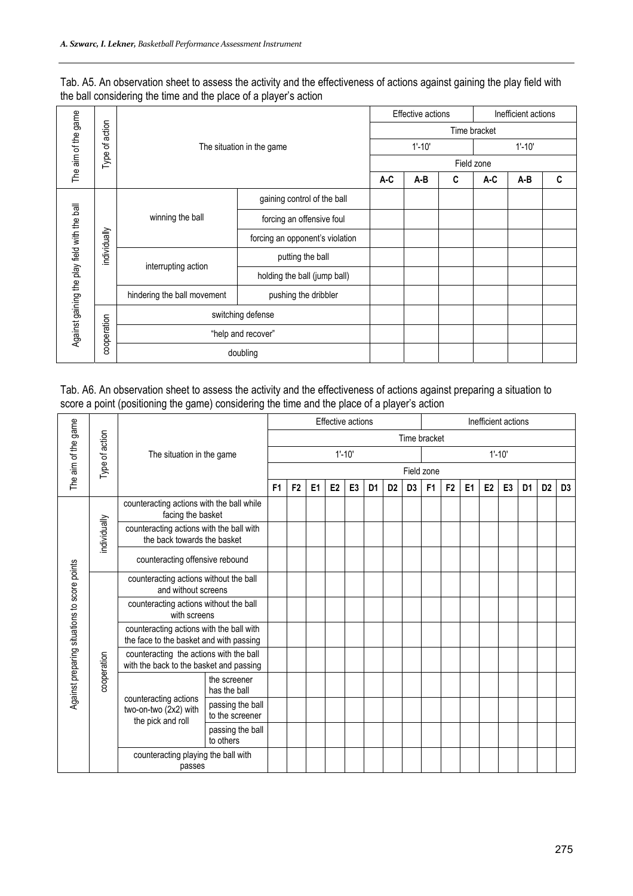Tab. A5. An observation sheet to assess the activity and the effectiveness of actions against gaining the play field with the ball considering the time and the place of a player's action

| The aim of the game | Type of action | The situation in the game | | Effective actions | | | Inefficient actions | | |
|---|---|---|---|---|---|---|---|---|---|
| | | | | Time bracket | | | | | |
| | | | | 1'-10' | | | 1'-10' | | |
| | | | | Field zone | | | | | |
| | | | | A-C | A-B | C | A-C | A-B | C |
| Against gaining the play field with the ball | individually | winning the ball | gaining control of the ball | | | | | | |
| | | | forcing an offensive foul | | | | | | |
| | | | forcing an opponent's violation | | | | | | |
| | | interrupting action | putting the ball | | | | | | |
| | | | holding the ball (jump ball) | | | | | | |
| | | hindering the ball movement | pushing the dribbler | | | | | | |
| | cooperation | switching defense | | | | | | | |
| | | "help and recover" | | | | | | | |
| | | doubling | | | | | | | |

Tab. A6. An observation sheet to assess the activity and the effectiveness of actions against preparing a situation to score a point (positioning the game) considering the time and the place of a player's action

| The aim of the game | Type of action | The situation in the game | | Effective actions | | | | | | | | Inefficient actions | | | | | | | |
|---|---|---|---|---|---|---|---|---|---|---|---|---|---|---|---|---|---|---|---|
| | | | | Time bracket | | | | | | | | | | | | | | | |
| | | | | 1'-10' | | | | | | | | 1'-10' | | | | | | | |
| | | | | Field zone | | | | | | | | | | | | | | | |
| | | | | F1 | F2 | E1 | E2 | E3 | D1 | D2 | D3 | F1 | F2 | E1 | E2 | E3 | D1 | D2 | D3 |
| Against preparing situations to score points | individually | counteracting actions with the ball while facing the basket | | | | | | | | | | | | | | | | | |
| | | counteracting actions with the ball with the back towards the basket | | | | | | | | | | | | | | | | | |
| | | counteracting offensive rebound | | | | | | | | | | | | | | | | | |
| | cooperation | counteracting actions without the ball and without screens | | | | | | | | | | | | | | | | | |
| | | counteracting actions without the ball with screens | | | | | | | | | | | | | | | | | |
| | | counteracting actions with the ball with the face to the basket and with passing | | | | | | | | | | | | | | | | | |
| | | counteracting the actions with the ball with the back to the basket and passing | | | | | | | | | | | | | | | | | |
| | | counteracting actions two-on-two (2x2) with the pick and roll | the screener has the ball | | | | | | | | | | | | | | | | |
| | | | passing the ball to the screener | | | | | | | | | | | | | | | | |
| | | | passing the ball to others | | | | | | | | | | | | | | | | |
| | | counteracting playing the ball with passes | | | | | | | | | | | | | | | | | |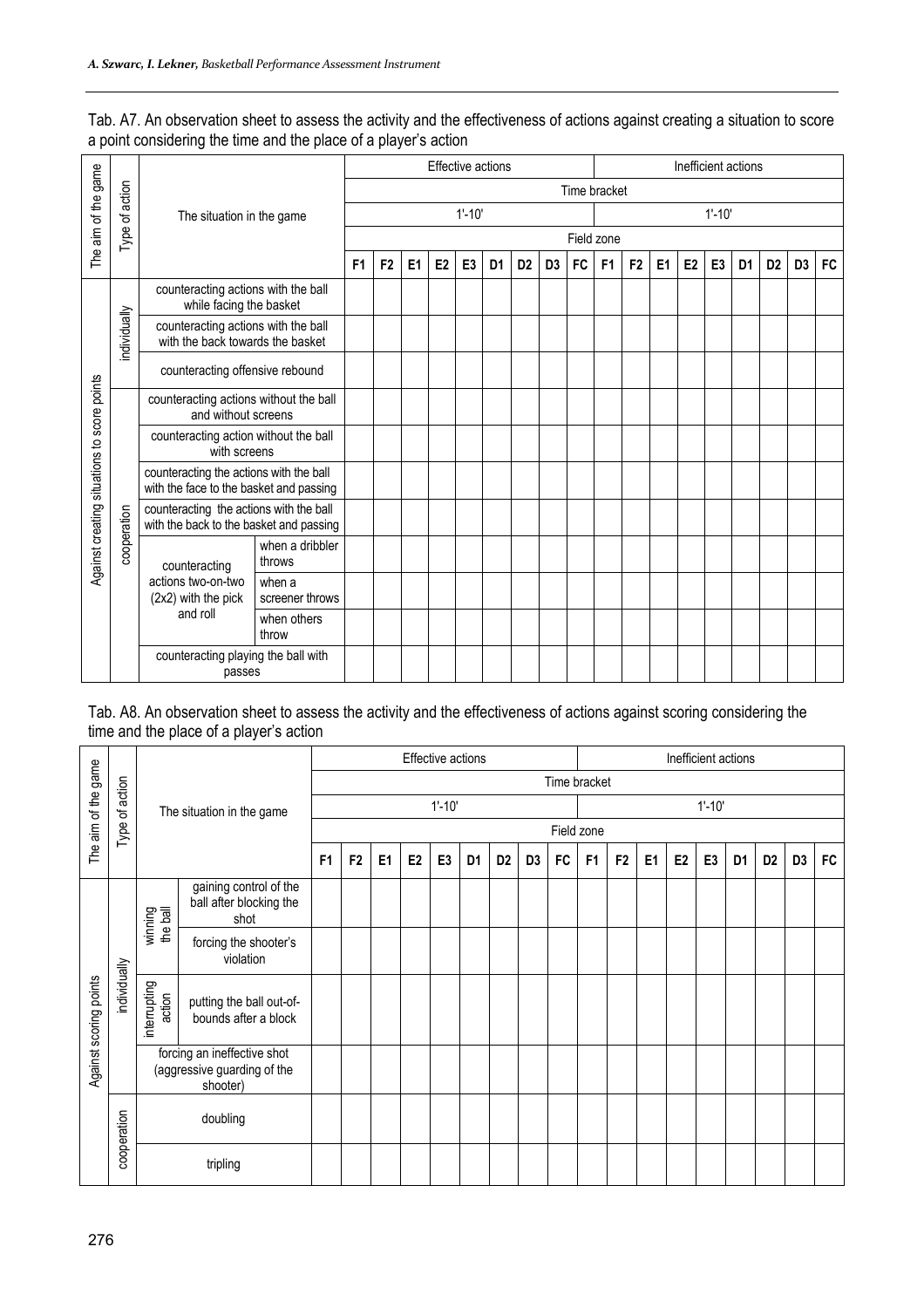Tab. A7. An observation sheet to assess the activity and the effectiveness of actions against creating a situation to score a point considering the time and the place of a player's action

| The aim of the game | Type of action | The situation in the game | | Effective actions | | | | | | | | | Inefficient actions | | | | | | | | |
|---|---|---|---|---|---|---|---|---|---|---|---|---|---|---|---|---|---|---|---|---|---|
| | | | | Time bracket | | | | | | | | | | | | | | | | | |
| | | | | 1'-10' | | | | | | | | | 1'-10' | | | | | | | | |
| | | | | Field zone | | | | | | | | | | | | | | | | | |
| | | | | F1 | F2 | E1 | E2 | E3 | D1 | D2 | D3 | FC | F1 | F2 | E1 | E2 | E3 | D1 | D2 | D3 | FC |
| Against creating situations to score points | individually | counteracting actions with the ball while facing the basket | | | | | | | | | | | | | | | | | | | |
| | | counteracting actions with the ball with the back towards the basket | | | | | | | | | | | | | | | | | | | |
| | | counteracting offensive rebound | | | | | | | | | | | | | | | | | | | |
| | cooperation | counteracting actions without the ball and without screens | | | | | | | | | | | | | | | | | | | |
| | | counteracting action without the ball with screens | | | | | | | | | | | | | | | | | | | |
| | | counteracting the actions with the ball with the face to the basket and passing | | | | | | | | | | | | | | | | | | | |
| | | counteracting the actions with the ball with the back to the basket and passing | | | | | | | | | | | | | | | | | | | |
| | | counteracting actions two-on-two (2x2) with the pick and roll | when a dribbler throws | | | | | | | | | | | | | | | | | | |
| | | | when a screener throws | | | | | | | | | | | | | | | | | | |
| | | | when others throw | | | | | | | | | | | | | | | | | | |
| | | counteracting playing the ball with passes | | | | | | | | | | | | | | | | | | | |

Tab. A8. An observation sheet to assess the activity and the effectiveness of actions against scoring considering the time and the place of a player's action

| The aim of the game | Type of action | The situation in the game | | Effective actions | | | | | | | | | Inefficient actions | | | | | | | | |
|---|---|---|---|---|---|---|---|---|---|---|---|---|---|---|---|---|---|---|---|---|---|
| | | | | Time bracket | | | | | | | | | | | | | | | | | |
| | | | | 1'-10' | | | | | | | | | 1'-10' | | | | | | | | |
| | | | | Field zone | | | | | | | | | | | | | | | | | |
| | | | | F1 | F2 | E1 | E2 | E3 | D1 | D2 | D3 | FC | F1 | F2 | E1 | E2 | E3 | D1 | D2 | D3 | FC |
| Against scoring points | individually | winning the ball | gaining control of the ball after blocking the shot | | | | | | | | | | | | | | | | | | |
| | | | forcing the shooter's violation | | | | | | | | | | | | | | | | | | |
| | | interrupting action | putting the ball out-of-bounds after a block | | | | | | | | | | | | | | | | | | |
| | | forcing an ineffective shot (aggressive guarding of the shooter) | | | | | | | | | | | | | | | | | | | |
| | cooperation | doubling | | | | | | | | | | | | | | | | | | | |
| | | tripling | | | | | | | | | | | | | | | | | | | |